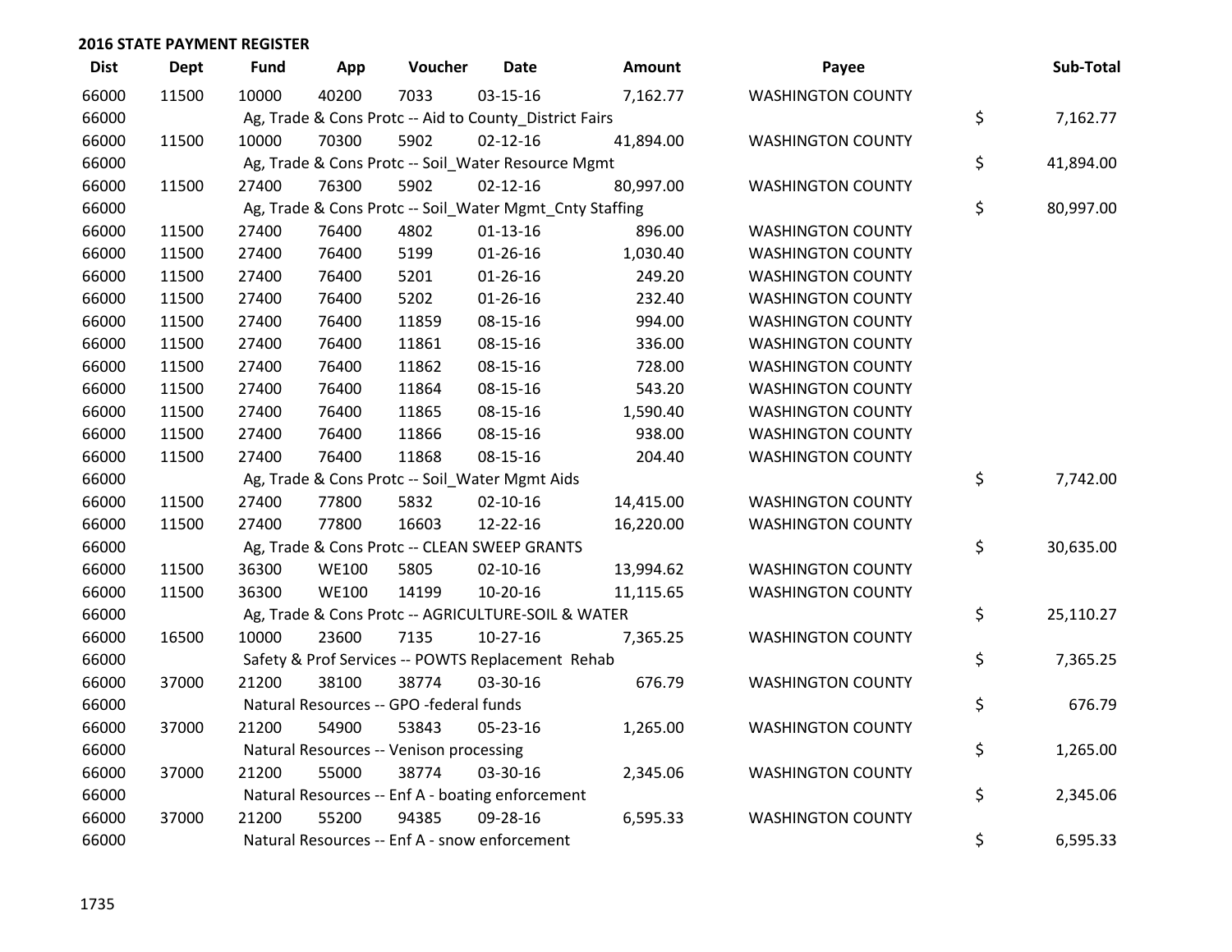## 2016 STATE PAYMENT REGISTER

| Dist | Dept | Fund | App | Voucher | Date | Amount | Payee | Sub-Total |
|---|---|---|---|---|---|---|---|---|
| 66000 | 11500 | 10000 | 40200 | 7033 | 03-15-16 | 7,162.77 | WASHINGTON COUNTY | |
| 66000 | | Ag, Trade & Cons Protc -- Aid to County_District Fairs | | | | | | $ 7,162.77 |
| 66000 | 11500 | 10000 | 70300 | 5902 | 02-12-16 | 41,894.00 | WASHINGTON COUNTY | |
| 66000 | | Ag, Trade & Cons Protc -- Soil_Water Resource Mgmt | | | | | | $ 41,894.00 |
| 66000 | 11500 | 27400 | 76300 | 5902 | 02-12-16 | 80,997.00 | WASHINGTON COUNTY | |
| 66000 | | Ag, Trade & Cons Protc -- Soil_Water Mgmt_Cnty Staffing | | | | | | $ 80,997.00 |
| 66000 | 11500 | 27400 | 76400 | 4802 | 01-13-16 | 896.00 | WASHINGTON COUNTY | |
| 66000 | 11500 | 27400 | 76400 | 5199 | 01-26-16 | 1,030.40 | WASHINGTON COUNTY | |
| 66000 | 11500 | 27400 | 76400 | 5201 | 01-26-16 | 249.20 | WASHINGTON COUNTY | |
| 66000 | 11500 | 27400 | 76400 | 5202 | 01-26-16 | 232.40 | WASHINGTON COUNTY | |
| 66000 | 11500 | 27400 | 76400 | 11859 | 08-15-16 | 994.00 | WASHINGTON COUNTY | |
| 66000 | 11500 | 27400 | 76400 | 11861 | 08-15-16 | 336.00 | WASHINGTON COUNTY | |
| 66000 | 11500 | 27400 | 76400 | 11862 | 08-15-16 | 728.00 | WASHINGTON COUNTY | |
| 66000 | 11500 | 27400 | 76400 | 11864 | 08-15-16 | 543.20 | WASHINGTON COUNTY | |
| 66000 | 11500 | 27400 | 76400 | 11865 | 08-15-16 | 1,590.40 | WASHINGTON COUNTY | |
| 66000 | 11500 | 27400 | 76400 | 11866 | 08-15-16 | 938.00 | WASHINGTON COUNTY | |
| 66000 | 11500 | 27400 | 76400 | 11868 | 08-15-16 | 204.40 | WASHINGTON COUNTY | |
| 66000 | | Ag, Trade & Cons Protc -- Soil_Water Mgmt Aids | | | | | | $ 7,742.00 |
| 66000 | 11500 | 27400 | 77800 | 5832 | 02-10-16 | 14,415.00 | WASHINGTON COUNTY | |
| 66000 | 11500 | 27400 | 77800 | 16603 | 12-22-16 | 16,220.00 | WASHINGTON COUNTY | |
| 66000 | | Ag, Trade & Cons Protc -- CLEAN SWEEP GRANTS | | | | | | $ 30,635.00 |
| 66000 | 11500 | 36300 | WE100 | 5805 | 02-10-16 | 13,994.62 | WASHINGTON COUNTY | |
| 66000 | 11500 | 36300 | WE100 | 14199 | 10-20-16 | 11,115.65 | WASHINGTON COUNTY | |
| 66000 | | Ag, Trade & Cons Protc -- AGRICULTURE-SOIL & WATER | | | | | | $ 25,110.27 |
| 66000 | 16500 | 10000 | 23600 | 7135 | 10-27-16 | 7,365.25 | WASHINGTON COUNTY | |
| 66000 | | Safety & Prof Services -- POWTS Replacement Rehab | | | | | | $ 7,365.25 |
| 66000 | 37000 | 21200 | 38100 | 38774 | 03-30-16 | 676.79 | WASHINGTON COUNTY | |
| 66000 | | Natural Resources -- GPO -federal funds | | | | | | $ 676.79 |
| 66000 | 37000 | 21200 | 54900 | 53843 | 05-23-16 | 1,265.00 | WASHINGTON COUNTY | |
| 66000 | | Natural Resources -- Venison processing | | | | | | $ 1,265.00 |
| 66000 | 37000 | 21200 | 55000 | 38774 | 03-30-16 | 2,345.06 | WASHINGTON COUNTY | |
| 66000 | | Natural Resources -- Enf A - boating enforcement | | | | | | $ 2,345.06 |
| 66000 | 37000 | 21200 | 55200 | 94385 | 09-28-16 | 6,595.33 | WASHINGTON COUNTY | |
| 66000 | | Natural Resources -- Enf A - snow enforcement | | | | | | $ 6,595.33 |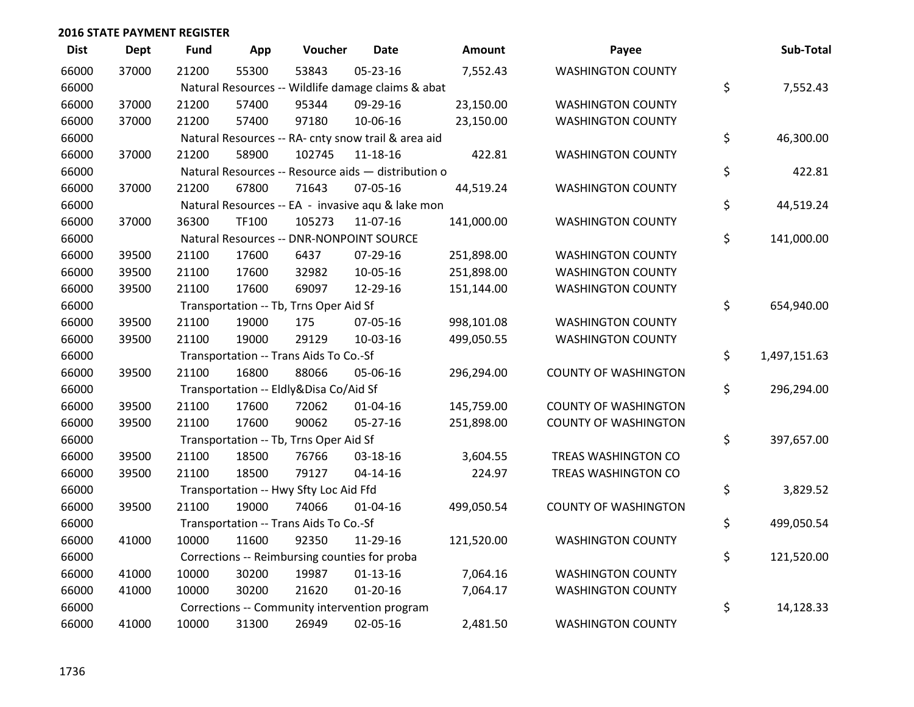## 2016 STATE PAYMENT REGISTER

| Dist | Dept | Fund | App | Voucher | Date | Amount | Payee | Sub-Total |
|---|---|---|---|---|---|---|---|---|
| 66000 | 37000 | 21200 | 55300 | 53843 | 05-23-16 | 7,552.43 | WASHINGTON COUNTY | |
| 66000 | | Natural Resources -- Wildlife damage claims & abat | | | | | | $ 7,552.43 |
| 66000 | 37000 | 21200 | 57400 | 95344 | 09-29-16 | 23,150.00 | WASHINGTON COUNTY | |
| 66000 | 37000 | 21200 | 57400 | 97180 | 10-06-16 | 23,150.00 | WASHINGTON COUNTY | |
| 66000 | | Natural Resources -- RA- cnty snow trail & area aid | | | | | | $ 46,300.00 |
| 66000 | 37000 | 21200 | 58900 | 102745 | 11-18-16 | 422.81 | WASHINGTON COUNTY | |
| 66000 | | Natural Resources -- Resource aids — distribution o | | | | | | $ 422.81 |
| 66000 | 37000 | 21200 | 67800 | 71643 | 07-05-16 | 44,519.24 | WASHINGTON COUNTY | |
| 66000 | | Natural Resources -- EA - invasive aqu & lake mon | | | | | | $ 44,519.24 |
| 66000 | 37000 | 36300 | TF100 | 105273 | 11-07-16 | 141,000.00 | WASHINGTON COUNTY | |
| 66000 | | Natural Resources -- DNR-NONPOINT SOURCE | | | | | | $ 141,000.00 |
| 66000 | 39500 | 21100 | 17600 | 6437 | 07-29-16 | 251,898.00 | WASHINGTON COUNTY | |
| 66000 | 39500 | 21100 | 17600 | 32982 | 10-05-16 | 251,898.00 | WASHINGTON COUNTY | |
| 66000 | 39500 | 21100 | 17600 | 69097 | 12-29-16 | 151,144.00 | WASHINGTON COUNTY | |
| 66000 | | Transportation -- Tb, Trns Oper Aid Sf | | | | | | $ 654,940.00 |
| 66000 | 39500 | 21100 | 19000 | 175 | 07-05-16 | 998,101.08 | WASHINGTON COUNTY | |
| 66000 | 39500 | 21100 | 19000 | 29129 | 10-03-16 | 499,050.55 | WASHINGTON COUNTY | |
| 66000 | | Transportation -- Trans Aids To Co.-Sf | | | | | | $ 1,497,151.63 |
| 66000 | 39500 | 21100 | 16800 | 88066 | 05-06-16 | 296,294.00 | COUNTY OF WASHINGTON | |
| 66000 | | Transportation -- Eldly&Disa Co/Aid Sf | | | | | | $ 296,294.00 |
| 66000 | 39500 | 21100 | 17600 | 72062 | 01-04-16 | 145,759.00 | COUNTY OF WASHINGTON | |
| 66000 | 39500 | 21100 | 17600 | 90062 | 05-27-16 | 251,898.00 | COUNTY OF WASHINGTON | |
| 66000 | | Transportation -- Tb, Trns Oper Aid Sf | | | | | | $ 397,657.00 |
| 66000 | 39500 | 21100 | 18500 | 76766 | 03-18-16 | 3,604.55 | TREAS WASHINGTON CO | |
| 66000 | 39500 | 21100 | 18500 | 79127 | 04-14-16 | 224.97 | TREAS WASHINGTON CO | |
| 66000 | | Transportation -- Hwy Sfty Loc Aid Ffd | | | | | | $ 3,829.52 |
| 66000 | 39500 | 21100 | 19000 | 74066 | 01-04-16 | 499,050.54 | COUNTY OF WASHINGTON | |
| 66000 | | Transportation -- Trans Aids To Co.-Sf | | | | | | $ 499,050.54 |
| 66000 | 41000 | 10000 | 11600 | 92350 | 11-29-16 | 121,520.00 | WASHINGTON COUNTY | |
| 66000 | | Corrections -- Reimbursing counties for proba | | | | | | $ 121,520.00 |
| 66000 | 41000 | 10000 | 30200 | 19987 | 01-13-16 | 7,064.16 | WASHINGTON COUNTY | |
| 66000 | 41000 | 10000 | 30200 | 21620 | 01-20-16 | 7,064.17 | WASHINGTON COUNTY | |
| 66000 | | Corrections -- Community intervention program | | | | | | $ 14,128.33 |
| 66000 | 41000 | 10000 | 31300 | 26949 | 02-05-16 | 2,481.50 | WASHINGTON COUNTY | |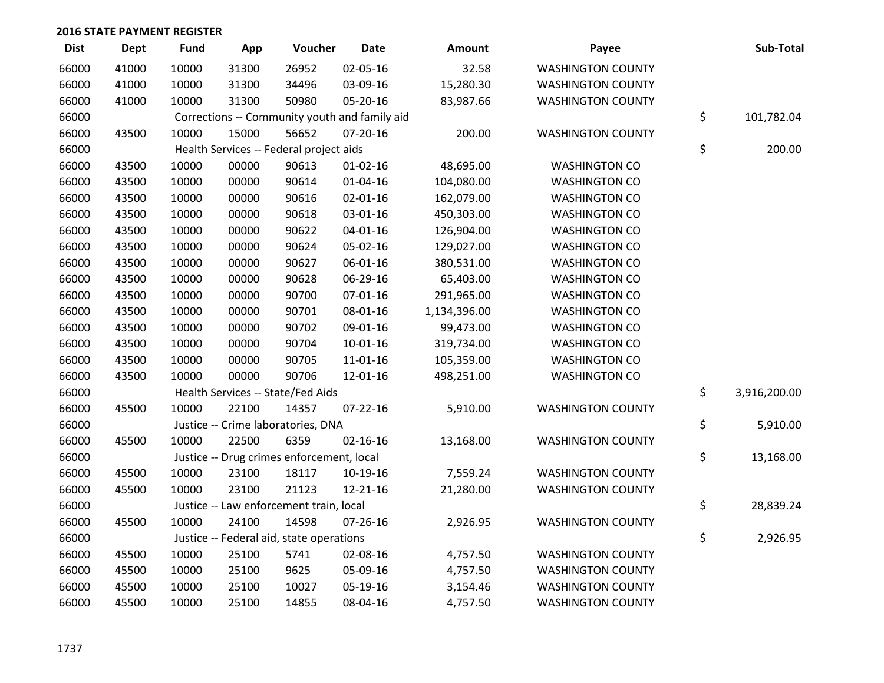## 2016 STATE PAYMENT REGISTER

| Dist | Dept | Fund | App | Voucher | Date | Amount | Payee | Sub-Total |
|---|---|---|---|---|---|---|---|---|
| 66000 | 41000 | 10000 | 31300 | 26952 | 02-05-16 | 32.58 | WASHINGTON COUNTY | |
| 66000 | 41000 | 10000 | 31300 | 34496 | 03-09-16 | 15,280.30 | WASHINGTON COUNTY | |
| 66000 | 41000 | 10000 | 31300 | 50980 | 05-20-16 | 83,987.66 | WASHINGTON COUNTY | |
| 66000 | | Corrections -- Community youth and family aid | | | | | | $ 101,782.04 |
| 66000 | 43500 | 10000 | 15000 | 56652 | 07-20-16 | 200.00 | WASHINGTON COUNTY | |
| 66000 | | Health Services -- Federal project aids | | | | | | $ 200.00 |
| 66000 | 43500 | 10000 | 00000 | 90613 | 01-02-16 | 48,695.00 | WASHINGTON CO | |
| 66000 | 43500 | 10000 | 00000 | 90614 | 01-04-16 | 104,080.00 | WASHINGTON CO | |
| 66000 | 43500 | 10000 | 00000 | 90616 | 02-01-16 | 162,079.00 | WASHINGTON CO | |
| 66000 | 43500 | 10000 | 00000 | 90618 | 03-01-16 | 450,303.00 | WASHINGTON CO | |
| 66000 | 43500 | 10000 | 00000 | 90622 | 04-01-16 | 126,904.00 | WASHINGTON CO | |
| 66000 | 43500 | 10000 | 00000 | 90624 | 05-02-16 | 129,027.00 | WASHINGTON CO | |
| 66000 | 43500 | 10000 | 00000 | 90627 | 06-01-16 | 380,531.00 | WASHINGTON CO | |
| 66000 | 43500 | 10000 | 00000 | 90628 | 06-29-16 | 65,403.00 | WASHINGTON CO | |
| 66000 | 43500 | 10000 | 00000 | 90700 | 07-01-16 | 291,965.00 | WASHINGTON CO | |
| 66000 | 43500 | 10000 | 00000 | 90701 | 08-01-16 | 1,134,396.00 | WASHINGTON CO | |
| 66000 | 43500 | 10000 | 00000 | 90702 | 09-01-16 | 99,473.00 | WASHINGTON CO | |
| 66000 | 43500 | 10000 | 00000 | 90704 | 10-01-16 | 319,734.00 | WASHINGTON CO | |
| 66000 | 43500 | 10000 | 00000 | 90705 | 11-01-16 | 105,359.00 | WASHINGTON CO | |
| 66000 | 43500 | 10000 | 00000 | 90706 | 12-01-16 | 498,251.00 | WASHINGTON CO | |
| 66000 | | Health Services -- State/Fed Aids | | | | | | $ 3,916,200.00 |
| 66000 | 45500 | 10000 | 22100 | 14357 | 07-22-16 | 5,910.00 | WASHINGTON COUNTY | |
| 66000 | | Justice -- Crime laboratories, DNA | | | | | | $ 5,910.00 |
| 66000 | 45500 | 10000 | 22500 | 6359 | 02-16-16 | 13,168.00 | WASHINGTON COUNTY | |
| 66000 | | Justice -- Drug crimes enforcement, local | | | | | | $ 13,168.00 |
| 66000 | 45500 | 10000 | 23100 | 18117 | 10-19-16 | 7,559.24 | WASHINGTON COUNTY | |
| 66000 | 45500 | 10000 | 23100 | 21123 | 12-21-16 | 21,280.00 | WASHINGTON COUNTY | |
| 66000 | | Justice -- Law enforcement train, local | | | | | | $ 28,839.24 |
| 66000 | 45500 | 10000 | 24100 | 14598 | 07-26-16 | 2,926.95 | WASHINGTON COUNTY | |
| 66000 | | Justice -- Federal aid, state operations | | | | | | $ 2,926.95 |
| 66000 | 45500 | 10000 | 25100 | 5741 | 02-08-16 | 4,757.50 | WASHINGTON COUNTY | |
| 66000 | 45500 | 10000 | 25100 | 9625 | 05-09-16 | 4,757.50 | WASHINGTON COUNTY | |
| 66000 | 45500 | 10000 | 25100 | 10027 | 05-19-16 | 3,154.46 | WASHINGTON COUNTY | |
| 66000 | 45500 | 10000 | 25100 | 14855 | 08-04-16 | 4,757.50 | WASHINGTON COUNTY | |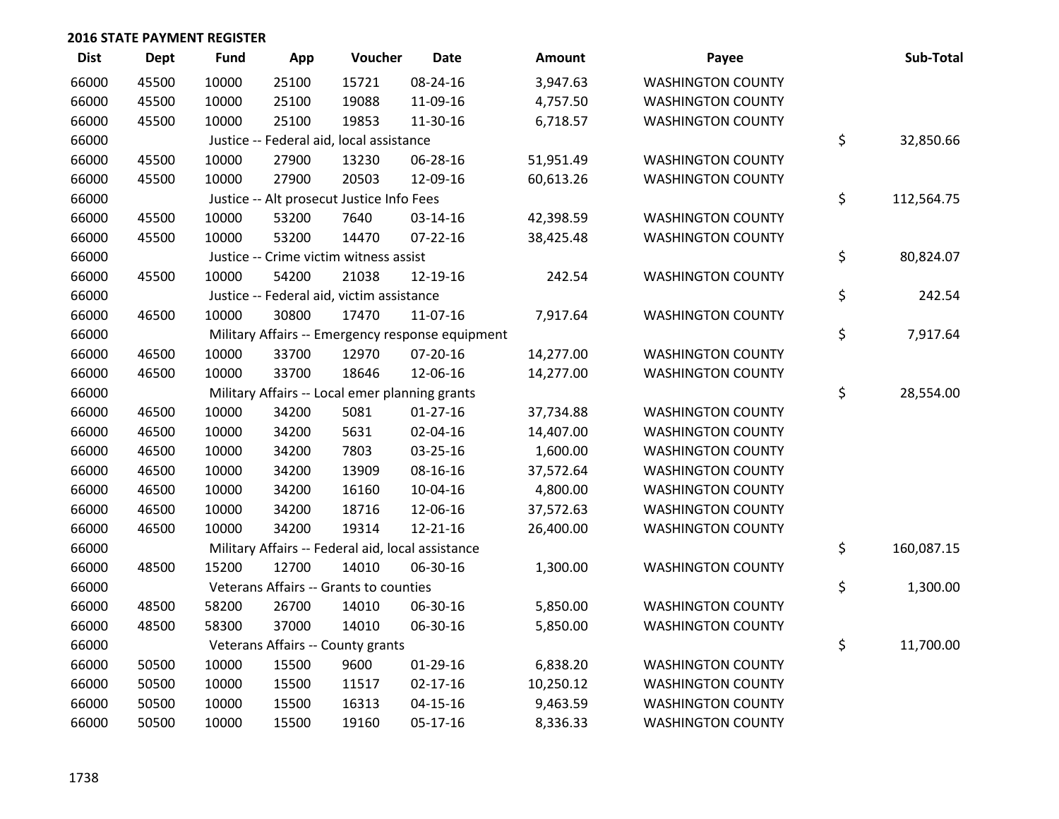## 2016 STATE PAYMENT REGISTER

| Dist | Dept | Fund | App | Voucher | Date | Amount | Payee | Sub-Total |
|---|---|---|---|---|---|---|---|---|
| 66000 | 45500 | 10000 | 25100 | 15721 | 08-24-16 | 3,947.63 | WASHINGTON COUNTY | |
| 66000 | 45500 | 10000 | 25100 | 19088 | 11-09-16 | 4,757.50 | WASHINGTON COUNTY | |
| 66000 | 45500 | 10000 | 25100 | 19853 | 11-30-16 | 6,718.57 | WASHINGTON COUNTY | |
| 66000 | | Justice -- Federal aid, local assistance | | | | | | $ 32,850.66 |
| 66000 | 45500 | 10000 | 27900 | 13230 | 06-28-16 | 51,951.49 | WASHINGTON COUNTY | |
| 66000 | 45500 | 10000 | 27900 | 20503 | 12-09-16 | 60,613.26 | WASHINGTON COUNTY | |
| 66000 | | Justice -- Alt prosecut Justice Info Fees | | | | | | $ 112,564.75 |
| 66000 | 45500 | 10000 | 53200 | 7640 | 03-14-16 | 42,398.59 | WASHINGTON COUNTY | |
| 66000 | 45500 | 10000 | 53200 | 14470 | 07-22-16 | 38,425.48 | WASHINGTON COUNTY | |
| 66000 | | Justice -- Crime victim witness assist | | | | | | $ 80,824.07 |
| 66000 | 45500 | 10000 | 54200 | 21038 | 12-19-16 | 242.54 | WASHINGTON COUNTY | |
| 66000 | | Justice -- Federal aid, victim assistance | | | | | | $ 242.54 |
| 66000 | 46500 | 10000 | 30800 | 17470 | 11-07-16 | 7,917.64 | WASHINGTON COUNTY | |
| 66000 | | Military Affairs -- Emergency response equipment | | | | | | $ 7,917.64 |
| 66000 | 46500 | 10000 | 33700 | 12970 | 07-20-16 | 14,277.00 | WASHINGTON COUNTY | |
| 66000 | 46500 | 10000 | 33700 | 18646 | 12-06-16 | 14,277.00 | WASHINGTON COUNTY | |
| 66000 | | Military Affairs -- Local emer planning grants | | | | | | $ 28,554.00 |
| 66000 | 46500 | 10000 | 34200 | 5081 | 01-27-16 | 37,734.88 | WASHINGTON COUNTY | |
| 66000 | 46500 | 10000 | 34200 | 5631 | 02-04-16 | 14,407.00 | WASHINGTON COUNTY | |
| 66000 | 46500 | 10000 | 34200 | 7803 | 03-25-16 | 1,600.00 | WASHINGTON COUNTY | |
| 66000 | 46500 | 10000 | 34200 | 13909 | 08-16-16 | 37,572.64 | WASHINGTON COUNTY | |
| 66000 | 46500 | 10000 | 34200 | 16160 | 10-04-16 | 4,800.00 | WASHINGTON COUNTY | |
| 66000 | 46500 | 10000 | 34200 | 18716 | 12-06-16 | 37,572.63 | WASHINGTON COUNTY | |
| 66000 | 46500 | 10000 | 34200 | 19314 | 12-21-16 | 26,400.00 | WASHINGTON COUNTY | |
| 66000 | | Military Affairs -- Federal aid, local assistance | | | | | | $ 160,087.15 |
| 66000 | 48500 | 15200 | 12700 | 14010 | 06-30-16 | 1,300.00 | WASHINGTON COUNTY | |
| 66000 | | Veterans Affairs -- Grants to counties | | | | | | $ 1,300.00 |
| 66000 | 48500 | 58200 | 26700 | 14010 | 06-30-16 | 5,850.00 | WASHINGTON COUNTY | |
| 66000 | 48500 | 58300 | 37000 | 14010 | 06-30-16 | 5,850.00 | WASHINGTON COUNTY | |
| 66000 | | Veterans Affairs -- County grants | | | | | | $ 11,700.00 |
| 66000 | 50500 | 10000 | 15500 | 9600 | 01-29-16 | 6,838.20 | WASHINGTON COUNTY | |
| 66000 | 50500 | 10000 | 15500 | 11517 | 02-17-16 | 10,250.12 | WASHINGTON COUNTY | |
| 66000 | 50500 | 10000 | 15500 | 16313 | 04-15-16 | 9,463.59 | WASHINGTON COUNTY | |
| 66000 | 50500 | 10000 | 15500 | 19160 | 05-17-16 | 8,336.33 | WASHINGTON COUNTY | |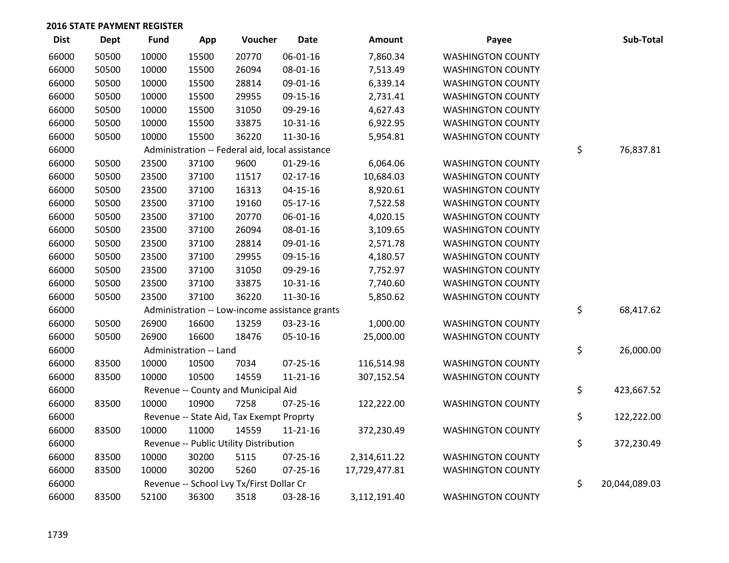## 2016 STATE PAYMENT REGISTER

| Dist | Dept | Fund | App | Voucher | Date | Amount | Payee | Sub-Total |
|---|---|---|---|---|---|---|---|---|
| 66000 | 50500 | 10000 | 15500 | 20770 | 06-01-16 | 7,860.34 | WASHINGTON COUNTY | |
| 66000 | 50500 | 10000 | 15500 | 26094 | 08-01-16 | 7,513.49 | WASHINGTON COUNTY | |
| 66000 | 50500 | 10000 | 15500 | 28814 | 09-01-16 | 6,339.14 | WASHINGTON COUNTY | |
| 66000 | 50500 | 10000 | 15500 | 29955 | 09-15-16 | 2,731.41 | WASHINGTON COUNTY | |
| 66000 | 50500 | 10000 | 15500 | 31050 | 09-29-16 | 4,627.43 | WASHINGTON COUNTY | |
| 66000 | 50500 | 10000 | 15500 | 33875 | 10-31-16 | 6,922.95 | WASHINGTON COUNTY | |
| 66000 | 50500 | 10000 | 15500 | 36220 | 11-30-16 | 5,954.81 | WASHINGTON COUNTY | |
| 66000 | | Administration -- Federal aid, local assistance | | | | | | $ 76,837.81 |
| 66000 | 50500 | 23500 | 37100 | 9600 | 01-29-16 | 6,064.06 | WASHINGTON COUNTY | |
| 66000 | 50500 | 23500 | 37100 | 11517 | 02-17-16 | 10,684.03 | WASHINGTON COUNTY | |
| 66000 | 50500 | 23500 | 37100 | 16313 | 04-15-16 | 8,920.61 | WASHINGTON COUNTY | |
| 66000 | 50500 | 23500 | 37100 | 19160 | 05-17-16 | 7,522.58 | WASHINGTON COUNTY | |
| 66000 | 50500 | 23500 | 37100 | 20770 | 06-01-16 | 4,020.15 | WASHINGTON COUNTY | |
| 66000 | 50500 | 23500 | 37100 | 26094 | 08-01-16 | 3,109.65 | WASHINGTON COUNTY | |
| 66000 | 50500 | 23500 | 37100 | 28814 | 09-01-16 | 2,571.78 | WASHINGTON COUNTY | |
| 66000 | 50500 | 23500 | 37100 | 29955 | 09-15-16 | 4,180.57 | WASHINGTON COUNTY | |
| 66000 | 50500 | 23500 | 37100 | 31050 | 09-29-16 | 7,752.97 | WASHINGTON COUNTY | |
| 66000 | 50500 | 23500 | 37100 | 33875 | 10-31-16 | 7,740.60 | WASHINGTON COUNTY | |
| 66000 | 50500 | 23500 | 37100 | 36220 | 11-30-16 | 5,850.62 | WASHINGTON COUNTY | |
| 66000 | | Administration -- Low-income assistance grants | | | | | | $ 68,417.62 |
| 66000 | 50500 | 26900 | 16600 | 13259 | 03-23-16 | 1,000.00 | WASHINGTON COUNTY | |
| 66000 | 50500 | 26900 | 16600 | 18476 | 05-10-16 | 25,000.00 | WASHINGTON COUNTY | |
| 66000 | | Administration -- Land | | | | | | $ 26,000.00 |
| 66000 | 83500 | 10000 | 10500 | 7034 | 07-25-16 | 116,514.98 | WASHINGTON COUNTY | |
| 66000 | 83500 | 10000 | 10500 | 14559 | 11-21-16 | 307,152.54 | WASHINGTON COUNTY | |
| 66000 | | Revenue -- County and Municipal Aid | | | | | | $ 423,667.52 |
| 66000 | 83500 | 10000 | 10900 | 7258 | 07-25-16 | 122,222.00 | WASHINGTON COUNTY | |
| 66000 | | Revenue -- State Aid, Tax Exempt Proprty | | | | | | $ 122,222.00 |
| 66000 | 83500 | 10000 | 11000 | 14559 | 11-21-16 | 372,230.49 | WASHINGTON COUNTY | |
| 66000 | | Revenue -- Public Utility Distribution | | | | | | $ 372,230.49 |
| 66000 | 83500 | 10000 | 30200 | 5115 | 07-25-16 | 2,314,611.22 | WASHINGTON COUNTY | |
| 66000 | 83500 | 10000 | 30200 | 5260 | 07-25-16 | 17,729,477.81 | WASHINGTON COUNTY | |
| 66000 | | Revenue -- School Lvy Tx/First Dollar Cr | | | | | | $ 20,044,089.03 |
| 66000 | 83500 | 52100 | 36300 | 3518 | 03-28-16 | 3,112,191.40 | WASHINGTON COUNTY | |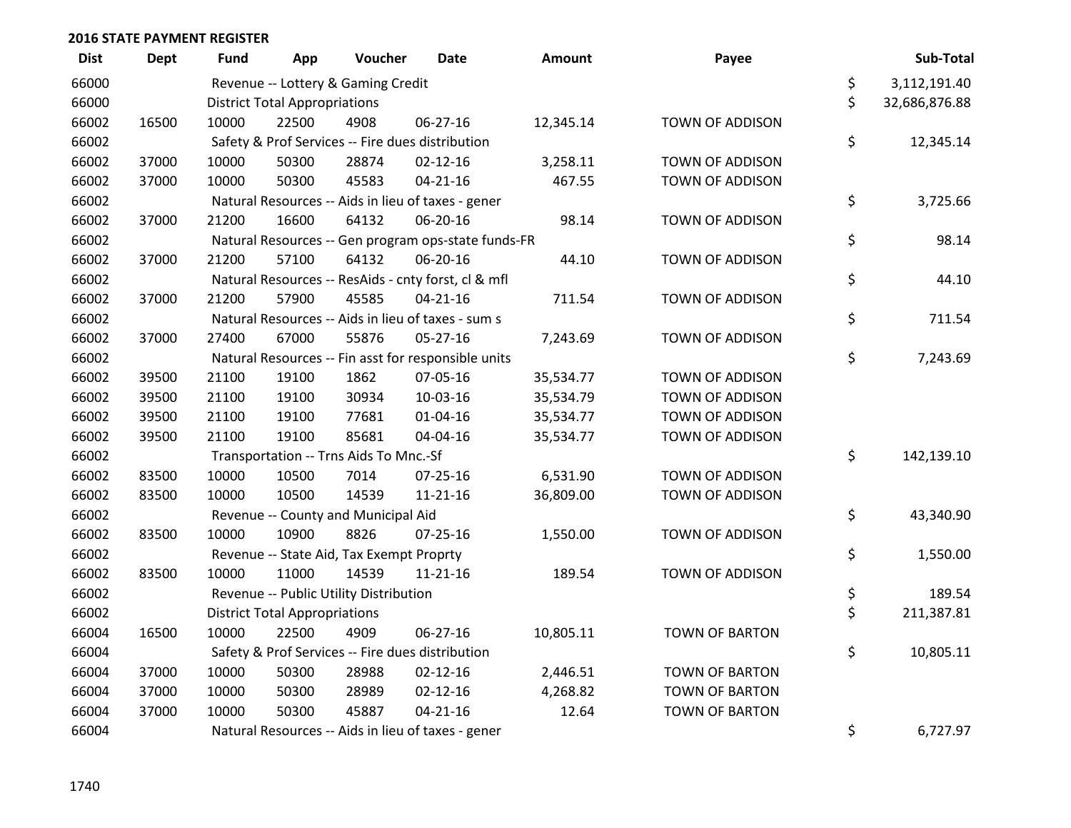## 2016 STATE PAYMENT REGISTER

| Dist | Dept | Fund | App | Voucher | Date | Amount | Payee | Sub-Total |
|---|---|---|---|---|---|---|---|---|
| 66000 | | Revenue -- Lottery & Gaming Credit | | | | | | $ 3,112,191.40 |
| 66000 | | District Total Appropriations | | | | | | $ 32,686,876.88 |
| 66002 | 16500 | 10000 | 22500 | 4908 | 06-27-16 | 12,345.14 | TOWN OF ADDISON | |
| 66002 | | Safety & Prof Services -- Fire dues distribution | | | | | | $ 12,345.14 |
| 66002 | 37000 | 10000 | 50300 | 28874 | 02-12-16 | 3,258.11 | TOWN OF ADDISON | |
| 66002 | 37000 | 10000 | 50300 | 45583 | 04-21-16 | 467.55 | TOWN OF ADDISON | |
| 66002 | | Natural Resources -- Aids in lieu of taxes - gener | | | | | | $ 3,725.66 |
| 66002 | 37000 | 21200 | 16600 | 64132 | 06-20-16 | 98.14 | TOWN OF ADDISON | |
| 66002 | | Natural Resources -- Gen program ops-state funds-FR | | | | | | $ 98.14 |
| 66002 | 37000 | 21200 | 57100 | 64132 | 06-20-16 | 44.10 | TOWN OF ADDISON | |
| 66002 | | Natural Resources -- ResAids - cnty forst, cl & mfl | | | | | | $ 44.10 |
| 66002 | 37000 | 21200 | 57900 | 45585 | 04-21-16 | 711.54 | TOWN OF ADDISON | |
| 66002 | | Natural Resources -- Aids in lieu of taxes - sum s | | | | | | $ 711.54 |
| 66002 | 37000 | 27400 | 67000 | 55876 | 05-27-16 | 7,243.69 | TOWN OF ADDISON | |
| 66002 | | Natural Resources -- Fin asst for responsible units | | | | | | $ 7,243.69 |
| 66002 | 39500 | 21100 | 19100 | 1862 | 07-05-16 | 35,534.77 | TOWN OF ADDISON | |
| 66002 | 39500 | 21100 | 19100 | 30934 | 10-03-16 | 35,534.79 | TOWN OF ADDISON | |
| 66002 | 39500 | 21100 | 19100 | 77681 | 01-04-16 | 35,534.77 | TOWN OF ADDISON | |
| 66002 | 39500 | 21100 | 19100 | 85681 | 04-04-16 | 35,534.77 | TOWN OF ADDISON | |
| 66002 | | Transportation -- Trns Aids To Mnc.-Sf | | | | | | $ 142,139.10 |
| 66002 | 83500 | 10000 | 10500 | 7014 | 07-25-16 | 6,531.90 | TOWN OF ADDISON | |
| 66002 | 83500 | 10000 | 10500 | 14539 | 11-21-16 | 36,809.00 | TOWN OF ADDISON | |
| 66002 | | Revenue -- County and Municipal Aid | | | | | | $ 43,340.90 |
| 66002 | 83500 | 10000 | 10900 | 8826 | 07-25-16 | 1,550.00 | TOWN OF ADDISON | |
| 66002 | | Revenue -- State Aid, Tax Exempt Proprty | | | | | | $ 1,550.00 |
| 66002 | 83500 | 10000 | 11000 | 14539 | 11-21-16 | 189.54 | TOWN OF ADDISON | |
| 66002 | | Revenue -- Public Utility Distribution | | | | | | $ 189.54 |
| 66002 | | District Total Appropriations | | | | | | $ 211,387.81 |
| 66004 | 16500 | 10000 | 22500 | 4909 | 06-27-16 | 10,805.11 | TOWN OF BARTON | |
| 66004 | | Safety & Prof Services -- Fire dues distribution | | | | | | $ 10,805.11 |
| 66004 | 37000 | 10000 | 50300 | 28988 | 02-12-16 | 2,446.51 | TOWN OF BARTON | |
| 66004 | 37000 | 10000 | 50300 | 28989 | 02-12-16 | 4,268.82 | TOWN OF BARTON | |
| 66004 | 37000 | 10000 | 50300 | 45887 | 04-21-16 | 12.64 | TOWN OF BARTON | |
| 66004 | | Natural Resources -- Aids in lieu of taxes - gener | | | | | | $ 6,727.97 |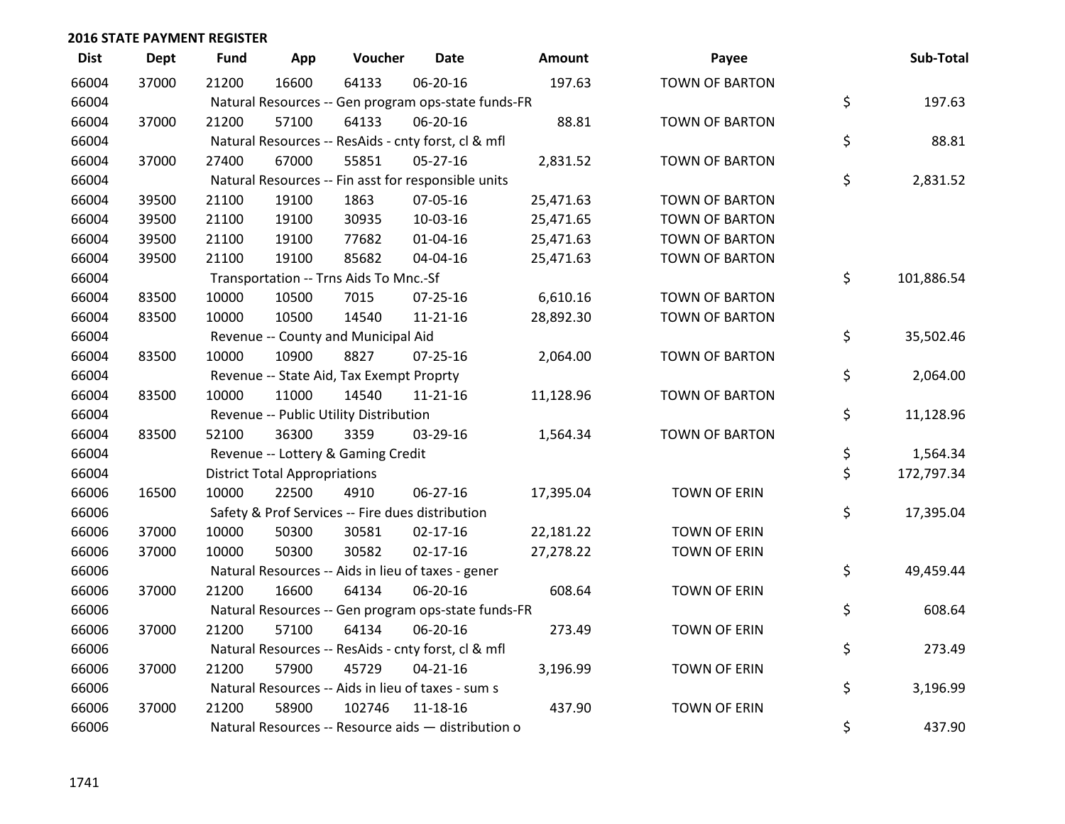## 2016 STATE PAYMENT REGISTER

| Dist | Dept | Fund | App | Voucher | Date | Amount | Payee | Sub-Total |
|---|---|---|---|---|---|---|---|---|
| 66004 | 37000 | 21200 | 16600 | 64133 | 06-20-16 | 197.63 | TOWN OF BARTON | |
| 66004 | | Natural Resources -- Gen program ops-state funds-FR | | | | | | $ 197.63 |
| 66004 | 37000 | 21200 | 57100 | 64133 | 06-20-16 | 88.81 | TOWN OF BARTON | |
| 66004 | | Natural Resources -- ResAids - cnty forst, cl & mfl | | | | | | $ 88.81 |
| 66004 | 37000 | 27400 | 67000 | 55851 | 05-27-16 | 2,831.52 | TOWN OF BARTON | |
| 66004 | | Natural Resources -- Fin asst for responsible units | | | | | | $ 2,831.52 |
| 66004 | 39500 | 21100 | 19100 | 1863 | 07-05-16 | 25,471.63 | TOWN OF BARTON | |
| 66004 | 39500 | 21100 | 19100 | 30935 | 10-03-16 | 25,471.65 | TOWN OF BARTON | |
| 66004 | 39500 | 21100 | 19100 | 77682 | 01-04-16 | 25,471.63 | TOWN OF BARTON | |
| 66004 | 39500 | 21100 | 19100 | 85682 | 04-04-16 | 25,471.63 | TOWN OF BARTON | |
| 66004 | | Transportation -- Trns Aids To Mnc.-Sf | | | | | | $ 101,886.54 |
| 66004 | 83500 | 10000 | 10500 | 7015 | 07-25-16 | 6,610.16 | TOWN OF BARTON | |
| 66004 | 83500 | 10000 | 10500 | 14540 | 11-21-16 | 28,892.30 | TOWN OF BARTON | |
| 66004 | | Revenue -- County and Municipal Aid | | | | | | $ 35,502.46 |
| 66004 | 83500 | 10000 | 10900 | 8827 | 07-25-16 | 2,064.00 | TOWN OF BARTON | |
| 66004 | | Revenue -- State Aid, Tax Exempt Proprty | | | | | | $ 2,064.00 |
| 66004 | 83500 | 10000 | 11000 | 14540 | 11-21-16 | 11,128.96 | TOWN OF BARTON | |
| 66004 | | Revenue -- Public Utility Distribution | | | | | | $ 11,128.96 |
| 66004 | 83500 | 52100 | 36300 | 3359 | 03-29-16 | 1,564.34 | TOWN OF BARTON | |
| 66004 | | Revenue -- Lottery & Gaming Credit | | | | | | $ 1,564.34 |
| 66004 | | District Total Appropriations | | | | | | $ 172,797.34 |
| 66006 | 16500 | 10000 | 22500 | 4910 | 06-27-16 | 17,395.04 | TOWN OF ERIN | |
| 66006 | | Safety & Prof Services -- Fire dues distribution | | | | | | $ 17,395.04 |
| 66006 | 37000 | 10000 | 50300 | 30581 | 02-17-16 | 22,181.22 | TOWN OF ERIN | |
| 66006 | 37000 | 10000 | 50300 | 30582 | 02-17-16 | 27,278.22 | TOWN OF ERIN | |
| 66006 | | Natural Resources -- Aids in lieu of taxes - gener | | | | | | $ 49,459.44 |
| 66006 | 37000 | 21200 | 16600 | 64134 | 06-20-16 | 608.64 | TOWN OF ERIN | |
| 66006 | | Natural Resources -- Gen program ops-state funds-FR | | | | | | $ 608.64 |
| 66006 | 37000 | 21200 | 57100 | 64134 | 06-20-16 | 273.49 | TOWN OF ERIN | |
| 66006 | | Natural Resources -- ResAids - cnty forst, cl & mfl | | | | | | $ 273.49 |
| 66006 | 37000 | 21200 | 57900 | 45729 | 04-21-16 | 3,196.99 | TOWN OF ERIN | |
| 66006 | | Natural Resources -- Aids in lieu of taxes - sum s | | | | | | $ 3,196.99 |
| 66006 | 37000 | 21200 | 58900 | 102746 | 11-18-16 | 437.90 | TOWN OF ERIN | |
| 66006 | | Natural Resources -- Resource aids — distribution o | | | | | | $ 437.90 |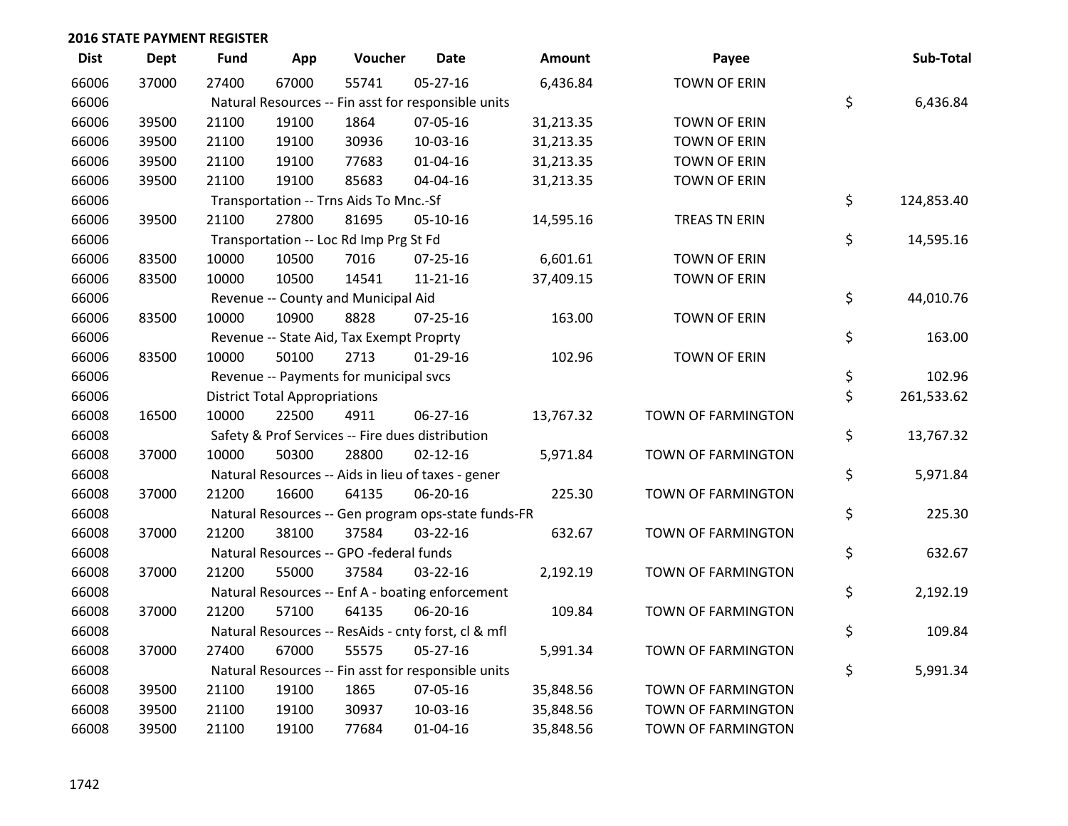## 2016 STATE PAYMENT REGISTER

| Dist | Dept | Fund | App | Voucher | Date | Amount | Payee | Sub-Total |
|---|---|---|---|---|---|---|---|---|
| 66006 | 37000 | 27400 | 67000 | 55741 | 05-27-16 | 6,436.84 | TOWN OF ERIN | |
| 66006 | | Natural Resources -- Fin asst for responsible units | | | | | | $ 6,436.84 |
| 66006 | 39500 | 21100 | 19100 | 1864 | 07-05-16 | 31,213.35 | TOWN OF ERIN | |
| 66006 | 39500 | 21100 | 19100 | 30936 | 10-03-16 | 31,213.35 | TOWN OF ERIN | |
| 66006 | 39500 | 21100 | 19100 | 77683 | 01-04-16 | 31,213.35 | TOWN OF ERIN | |
| 66006 | 39500 | 21100 | 19100 | 85683 | 04-04-16 | 31,213.35 | TOWN OF ERIN | |
| 66006 | | Transportation -- Trns Aids To Mnc.-Sf | | | | | | $ 124,853.40 |
| 66006 | 39500 | 21100 | 27800 | 81695 | 05-10-16 | 14,595.16 | TREAS TN ERIN | |
| 66006 | | Transportation -- Loc Rd Imp Prg St Fd | | | | | | $ 14,595.16 |
| 66006 | 83500 | 10000 | 10500 | 7016 | 07-25-16 | 6,601.61 | TOWN OF ERIN | |
| 66006 | 83500 | 10000 | 10500 | 14541 | 11-21-16 | 37,409.15 | TOWN OF ERIN | |
| 66006 | | Revenue -- County and Municipal Aid | | | | | | $ 44,010.76 |
| 66006 | 83500 | 10000 | 10900 | 8828 | 07-25-16 | 163.00 | TOWN OF ERIN | |
| 66006 | | Revenue -- State Aid, Tax Exempt Proprty | | | | | | $ 163.00 |
| 66006 | 83500 | 10000 | 50100 | 2713 | 01-29-16 | 102.96 | TOWN OF ERIN | |
| 66006 | | Revenue -- Payments for municipal svcs | | | | | | $ 102.96 |
| 66006 | | District Total Appropriations | | | | | | $ 261,533.62 |
| 66008 | 16500 | 10000 | 22500 | 4911 | 06-27-16 | 13,767.32 | TOWN OF FARMINGTON | |
| 66008 | | Safety & Prof Services -- Fire dues distribution | | | | | | $ 13,767.32 |
| 66008 | 37000 | 10000 | 50300 | 28800 | 02-12-16 | 5,971.84 | TOWN OF FARMINGTON | |
| 66008 | | Natural Resources -- Aids in lieu of taxes - gener | | | | | | $ 5,971.84 |
| 66008 | 37000 | 21200 | 16600 | 64135 | 06-20-16 | 225.30 | TOWN OF FARMINGTON | |
| 66008 | | Natural Resources -- Gen program ops-state funds-FR | | | | | | $ 225.30 |
| 66008 | 37000 | 21200 | 38100 | 37584 | 03-22-16 | 632.67 | TOWN OF FARMINGTON | |
| 66008 | | Natural Resources -- GPO -federal funds | | | | | | $ 632.67 |
| 66008 | 37000 | 21200 | 55000 | 37584 | 03-22-16 | 2,192.19 | TOWN OF FARMINGTON | |
| 66008 | | Natural Resources -- Enf A - boating enforcement | | | | | | $ 2,192.19 |
| 66008 | 37000 | 21200 | 57100 | 64135 | 06-20-16 | 109.84 | TOWN OF FARMINGTON | |
| 66008 | | Natural Resources -- ResAids - cnty forst, cl & mfl | | | | | | $ 109.84 |
| 66008 | 37000 | 27400 | 67000 | 55575 | 05-27-16 | 5,991.34 | TOWN OF FARMINGTON | |
| 66008 | | Natural Resources -- Fin asst for responsible units | | | | | | $ 5,991.34 |
| 66008 | 39500 | 21100 | 19100 | 1865 | 07-05-16 | 35,848.56 | TOWN OF FARMINGTON | |
| 66008 | 39500 | 21100 | 19100 | 30937 | 10-03-16 | 35,848.56 | TOWN OF FARMINGTON | |
| 66008 | 39500 | 21100 | 19100 | 77684 | 01-04-16 | 35,848.56 | TOWN OF FARMINGTON | |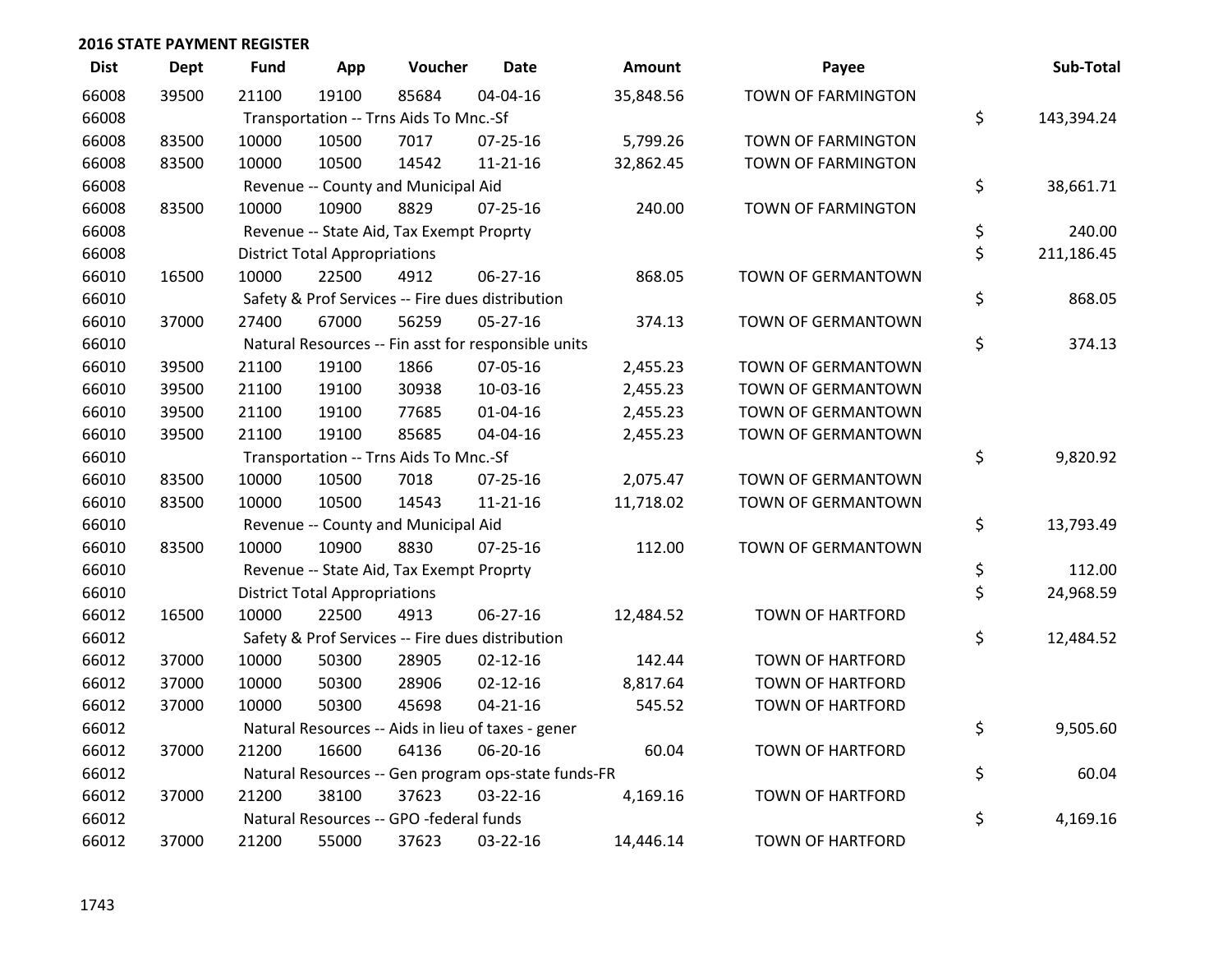## 2016 STATE PAYMENT REGISTER

| Dist | Dept | Fund | App | Voucher | Date | Amount | Payee | Sub-Total |
|---|---|---|---|---|---|---|---|---|
| 66008 | 39500 | 21100 | 19100 | 85684 | 04-04-16 | 35,848.56 | TOWN OF FARMINGTON | |
| 66008 | | Transportation -- Trns Aids To Mnc.-Sf | | | | | | $ 143,394.24 |
| 66008 | 83500 | 10000 | 10500 | 7017 | 07-25-16 | 5,799.26 | TOWN OF FARMINGTON | |
| 66008 | 83500 | 10000 | 10500 | 14542 | 11-21-16 | 32,862.45 | TOWN OF FARMINGTON | |
| 66008 | | Revenue -- County and Municipal Aid | | | | | | $ 38,661.71 |
| 66008 | 83500 | 10000 | 10900 | 8829 | 07-25-16 | 240.00 | TOWN OF FARMINGTON | |
| 66008 | | Revenue -- State Aid, Tax Exempt Proprty | | | | | | $ 240.00 |
| 66008 | | District Total Appropriations | | | | | | $ 211,186.45 |
| 66010 | 16500 | 10000 | 22500 | 4912 | 06-27-16 | 868.05 | TOWN OF GERMANTOWN | |
| 66010 | | Safety & Prof Services -- Fire dues distribution | | | | | | $ 868.05 |
| 66010 | 37000 | 27400 | 67000 | 56259 | 05-27-16 | 374.13 | TOWN OF GERMANTOWN | |
| 66010 | | Natural Resources -- Fin asst for responsible units | | | | | | $ 374.13 |
| 66010 | 39500 | 21100 | 19100 | 1866 | 07-05-16 | 2,455.23 | TOWN OF GERMANTOWN | |
| 66010 | 39500 | 21100 | 19100 | 30938 | 10-03-16 | 2,455.23 | TOWN OF GERMANTOWN | |
| 66010 | 39500 | 21100 | 19100 | 77685 | 01-04-16 | 2,455.23 | TOWN OF GERMANTOWN | |
| 66010 | 39500 | 21100 | 19100 | 85685 | 04-04-16 | 2,455.23 | TOWN OF GERMANTOWN | |
| 66010 | | Transportation -- Trns Aids To Mnc.-Sf | | | | | | $ 9,820.92 |
| 66010 | 83500 | 10000 | 10500 | 7018 | 07-25-16 | 2,075.47 | TOWN OF GERMANTOWN | |
| 66010 | 83500 | 10000 | 10500 | 14543 | 11-21-16 | 11,718.02 | TOWN OF GERMANTOWN | |
| 66010 | | Revenue -- County and Municipal Aid | | | | | | $ 13,793.49 |
| 66010 | 83500 | 10000 | 10900 | 8830 | 07-25-16 | 112.00 | TOWN OF GERMANTOWN | |
| 66010 | | Revenue -- State Aid, Tax Exempt Proprty | | | | | | $ 112.00 |
| 66010 | | District Total Appropriations | | | | | | $ 24,968.59 |
| 66012 | 16500 | 10000 | 22500 | 4913 | 06-27-16 | 12,484.52 | TOWN OF HARTFORD | |
| 66012 | | Safety & Prof Services -- Fire dues distribution | | | | | | $ 12,484.52 |
| 66012 | 37000 | 10000 | 50300 | 28905 | 02-12-16 | 142.44 | TOWN OF HARTFORD | |
| 66012 | 37000 | 10000 | 50300 | 28906 | 02-12-16 | 8,817.64 | TOWN OF HARTFORD | |
| 66012 | 37000 | 10000 | 50300 | 45698 | 04-21-16 | 545.52 | TOWN OF HARTFORD | |
| 66012 | | Natural Resources -- Aids in lieu of taxes - gener | | | | | | $ 9,505.60 |
| 66012 | 37000 | 21200 | 16600 | 64136 | 06-20-16 | 60.04 | TOWN OF HARTFORD | |
| 66012 | | Natural Resources -- Gen program ops-state funds-FR | | | | | | $ 60.04 |
| 66012 | 37000 | 21200 | 38100 | 37623 | 03-22-16 | 4,169.16 | TOWN OF HARTFORD | |
| 66012 | | Natural Resources -- GPO -federal funds | | | | | | $ 4,169.16 |
| 66012 | 37000 | 21200 | 55000 | 37623 | 03-22-16 | 14,446.14 | TOWN OF HARTFORD | |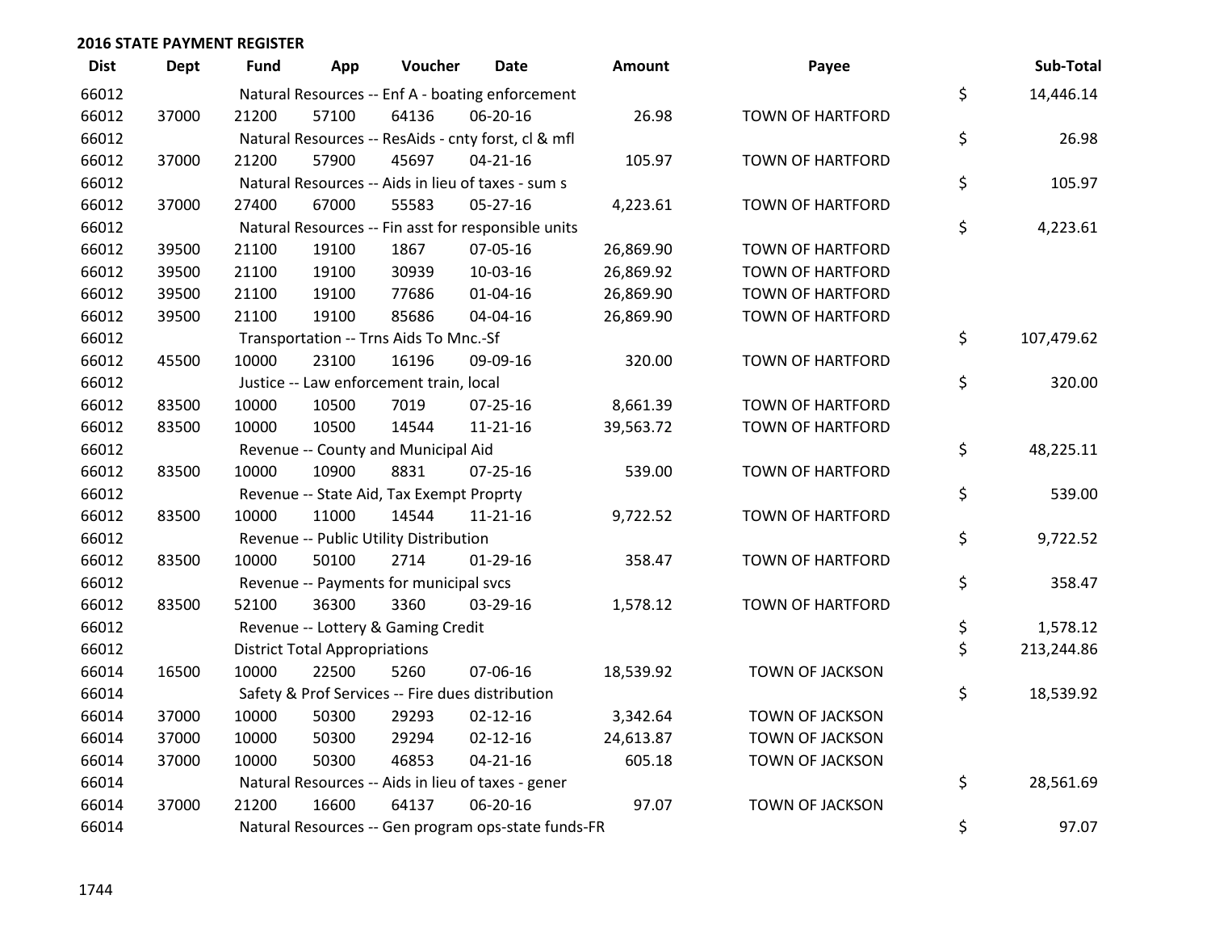## 2016 STATE PAYMENT REGISTER

| Dist | Dept | Fund | App | Voucher | Date | Amount | Payee | | Sub-Total |
|---|---|---|---|---|---|---|---|---|---|
| 66012 | | Natural Resources -- Enf A - boating enforcement | | | | | | $ | 14,446.14 |
| 66012 | 37000 | 21200 | 57100 | 64136 | 06-20-16 | 26.98 | TOWN OF HARTFORD | | |
| 66012 | | Natural Resources -- ResAids - cnty forst, cl & mfl | | | | | | $ | 26.98 |
| 66012 | 37000 | 21200 | 57900 | 45697 | 04-21-16 | 105.97 | TOWN OF HARTFORD | | |
| 66012 | | Natural Resources -- Aids in lieu of taxes - sum s | | | | | | $ | 105.97 |
| 66012 | 37000 | 27400 | 67000 | 55583 | 05-27-16 | 4,223.61 | TOWN OF HARTFORD | | |
| 66012 | | Natural Resources -- Fin asst for responsible units | | | | | | $ | 4,223.61 |
| 66012 | 39500 | 21100 | 19100 | 1867 | 07-05-16 | 26,869.90 | TOWN OF HARTFORD | | |
| 66012 | 39500 | 21100 | 19100 | 30939 | 10-03-16 | 26,869.92 | TOWN OF HARTFORD | | |
| 66012 | 39500 | 21100 | 19100 | 77686 | 01-04-16 | 26,869.90 | TOWN OF HARTFORD | | |
| 66012 | 39500 | 21100 | 19100 | 85686 | 04-04-16 | 26,869.90 | TOWN OF HARTFORD | | |
| 66012 | | Transportation -- Trns Aids To Mnc.-Sf | | | | | | $ | 107,479.62 |
| 66012 | 45500 | 10000 | 23100 | 16196 | 09-09-16 | 320.00 | TOWN OF HARTFORD | | |
| 66012 | | Justice -- Law enforcement train, local | | | | | | $ | 320.00 |
| 66012 | 83500 | 10000 | 10500 | 7019 | 07-25-16 | 8,661.39 | TOWN OF HARTFORD | | |
| 66012 | 83500 | 10000 | 10500 | 14544 | 11-21-16 | 39,563.72 | TOWN OF HARTFORD | | |
| 66012 | | Revenue -- County and Municipal Aid | | | | | | $ | 48,225.11 |
| 66012 | 83500 | 10000 | 10900 | 8831 | 07-25-16 | 539.00 | TOWN OF HARTFORD | | |
| 66012 | | Revenue -- State Aid, Tax Exempt Proprty | | | | | | $ | 539.00 |
| 66012 | 83500 | 10000 | 11000 | 14544 | 11-21-16 | 9,722.52 | TOWN OF HARTFORD | | |
| 66012 | | Revenue -- Public Utility Distribution | | | | | | $ | 9,722.52 |
| 66012 | 83500 | 10000 | 50100 | 2714 | 01-29-16 | 358.47 | TOWN OF HARTFORD | | |
| 66012 | | Revenue -- Payments for municipal svcs | | | | | | $ | 358.47 |
| 66012 | 83500 | 52100 | 36300 | 3360 | 03-29-16 | 1,578.12 | TOWN OF HARTFORD | | |
| 66012 | | Revenue -- Lottery & Gaming Credit | | | | | | $ | 1,578.12 |
| 66012 | | District Total Appropriations | | | | | | $ | 213,244.86 |
| 66014 | 16500 | 10000 | 22500 | 5260 | 07-06-16 | 18,539.92 | TOWN OF JACKSON | | |
| 66014 | | Safety & Prof Services -- Fire dues distribution | | | | | | $ | 18,539.92 |
| 66014 | 37000 | 10000 | 50300 | 29293 | 02-12-16 | 3,342.64 | TOWN OF JACKSON | | |
| 66014 | 37000 | 10000 | 50300 | 29294 | 02-12-16 | 24,613.87 | TOWN OF JACKSON | | |
| 66014 | 37000 | 10000 | 50300 | 46853 | 04-21-16 | 605.18 | TOWN OF JACKSON | | |
| 66014 | | Natural Resources -- Aids in lieu of taxes - gener | | | | | | $ | 28,561.69 |
| 66014 | 37000 | 21200 | 16600 | 64137 | 06-20-16 | 97.07 | TOWN OF JACKSON | | |
| 66014 | | Natural Resources -- Gen program ops-state funds-FR | | | | | | $ | 97.07 |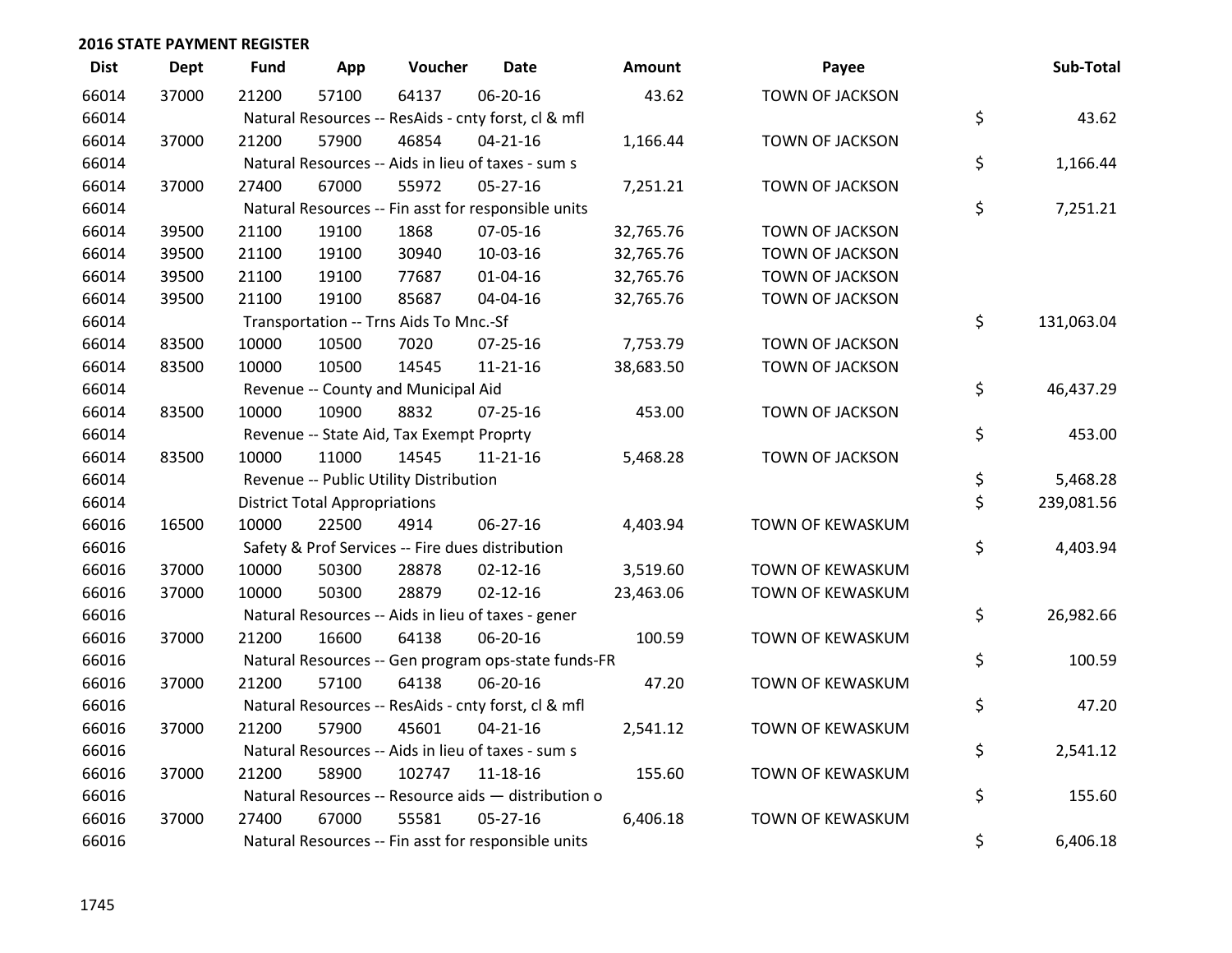## 2016 STATE PAYMENT REGISTER

| Dist | Dept | Fund | App | Voucher | Date | Amount | Payee | Sub-Total |
|---|---|---|---|---|---|---|---|---|
| 66014 | 37000 | 21200 | 57100 | 64137 | 06-20-16 | 43.62 | TOWN OF JACKSON | |
| 66014 | | Natural Resources -- ResAids - cnty forst, cl & mfl | | | | | | $ 43.62 |
| 66014 | 37000 | 21200 | 57900 | 46854 | 04-21-16 | 1,166.44 | TOWN OF JACKSON | |
| 66014 | | Natural Resources -- Aids in lieu of taxes - sum s | | | | | | $ 1,166.44 |
| 66014 | 37000 | 27400 | 67000 | 55972 | 05-27-16 | 7,251.21 | TOWN OF JACKSON | |
| 66014 | | Natural Resources -- Fin asst for responsible units | | | | | | $ 7,251.21 |
| 66014 | 39500 | 21100 | 19100 | 1868 | 07-05-16 | 32,765.76 | TOWN OF JACKSON | |
| 66014 | 39500 | 21100 | 19100 | 30940 | 10-03-16 | 32,765.76 | TOWN OF JACKSON | |
| 66014 | 39500 | 21100 | 19100 | 77687 | 01-04-16 | 32,765.76 | TOWN OF JACKSON | |
| 66014 | 39500 | 21100 | 19100 | 85687 | 04-04-16 | 32,765.76 | TOWN OF JACKSON | |
| 66014 | | Transportation -- Trns Aids To Mnc.-Sf | | | | | | $ 131,063.04 |
| 66014 | 83500 | 10000 | 10500 | 7020 | 07-25-16 | 7,753.79 | TOWN OF JACKSON | |
| 66014 | 83500 | 10000 | 10500 | 14545 | 11-21-16 | 38,683.50 | TOWN OF JACKSON | |
| 66014 | | Revenue -- County and Municipal Aid | | | | | | $ 46,437.29 |
| 66014 | 83500 | 10000 | 10900 | 8832 | 07-25-16 | 453.00 | TOWN OF JACKSON | |
| 66014 | | Revenue -- State Aid, Tax Exempt Proprty | | | | | | $ 453.00 |
| 66014 | 83500 | 10000 | 11000 | 14545 | 11-21-16 | 5,468.28 | TOWN OF JACKSON | |
| 66014 | | Revenue -- Public Utility Distribution | | | | | | $ 5,468.28 |
| 66014 | | District Total Appropriations | | | | | | $ 239,081.56 |
| 66016 | 16500 | 10000 | 22500 | 4914 | 06-27-16 | 4,403.94 | TOWN OF KEWASKUM | |
| 66016 | | Safety & Prof Services -- Fire dues distribution | | | | | | $ 4,403.94 |
| 66016 | 37000 | 10000 | 50300 | 28878 | 02-12-16 | 3,519.60 | TOWN OF KEWASKUM | |
| 66016 | 37000 | 10000 | 50300 | 28879 | 02-12-16 | 23,463.06 | TOWN OF KEWASKUM | |
| 66016 | | Natural Resources -- Aids in lieu of taxes - gener | | | | | | $ 26,982.66 |
| 66016 | 37000 | 21200 | 16600 | 64138 | 06-20-16 | 100.59 | TOWN OF KEWASKUM | |
| 66016 | | Natural Resources -- Gen program ops-state funds-FR | | | | | | $ 100.59 |
| 66016 | 37000 | 21200 | 57100 | 64138 | 06-20-16 | 47.20 | TOWN OF KEWASKUM | |
| 66016 | | Natural Resources -- ResAids - cnty forst, cl & mfl | | | | | | $ 47.20 |
| 66016 | 37000 | 21200 | 57900 | 45601 | 04-21-16 | 2,541.12 | TOWN OF KEWASKUM | |
| 66016 | | Natural Resources -- Aids in lieu of taxes - sum s | | | | | | $ 2,541.12 |
| 66016 | 37000 | 21200 | 58900 | 102747 | 11-18-16 | 155.60 | TOWN OF KEWASKUM | |
| 66016 | | Natural Resources -- Resource aids — distribution o | | | | | | $ 155.60 |
| 66016 | 37000 | 27400 | 67000 | 55581 | 05-27-16 | 6,406.18 | TOWN OF KEWASKUM | |
| 66016 | | Natural Resources -- Fin asst for responsible units | | | | | | $ 6,406.18 |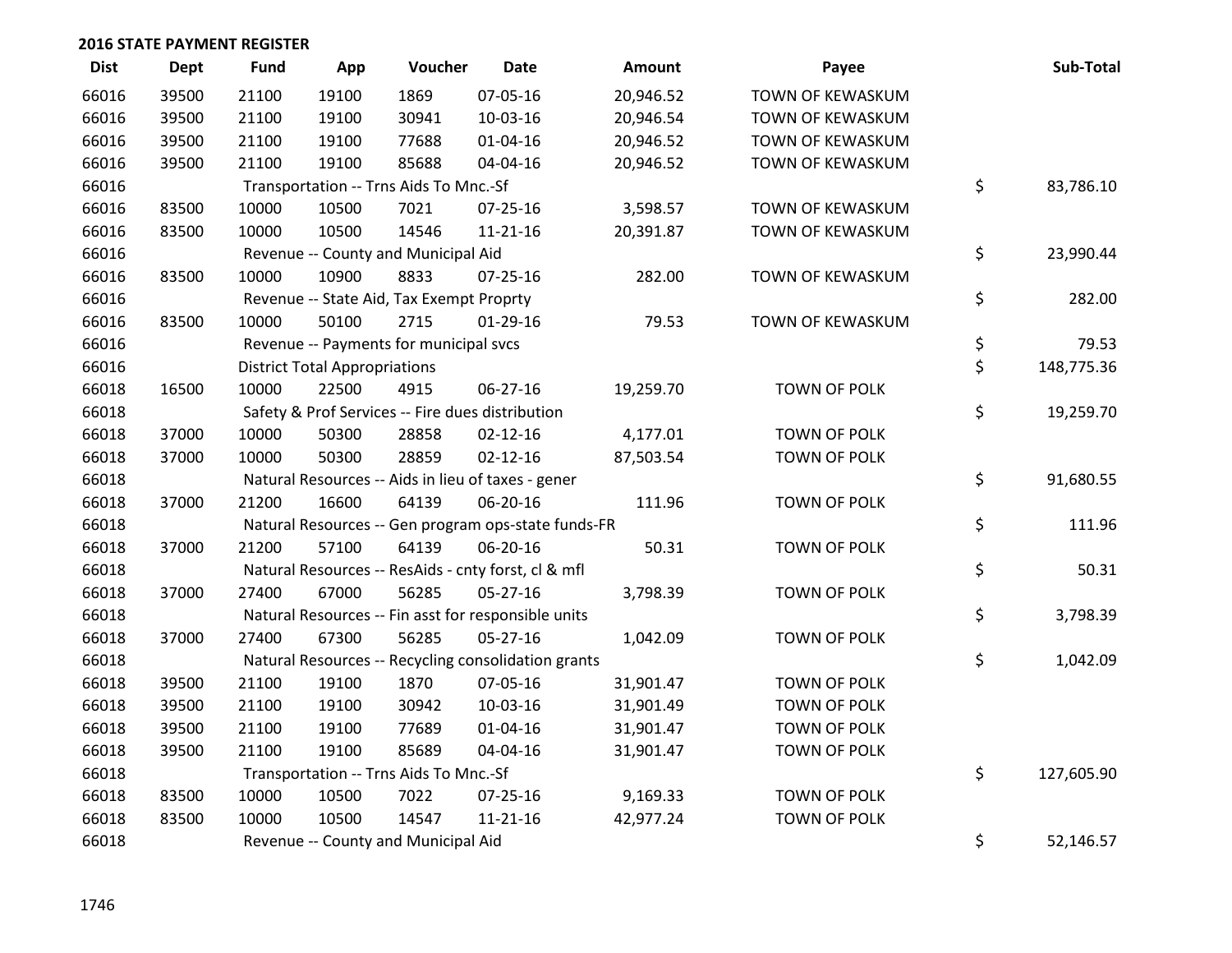**2016 STATE PAYMENT REGISTER**

| Dist | Dept | Fund | App | Voucher | Date | Amount | Payee | Sub-Total |
|---|---|---|---|---|---|---|---|---|
| 66016 | 39500 | 21100 | 19100 | 1869 | 07-05-16 | 20,946.52 | TOWN OF KEWASKUM | |
| 66016 | 39500 | 21100 | 19100 | 30941 | 10-03-16 | 20,946.54 | TOWN OF KEWASKUM | |
| 66016 | 39500 | 21100 | 19100 | 77688 | 01-04-16 | 20,946.52 | TOWN OF KEWASKUM | |
| 66016 | 39500 | 21100 | 19100 | 85688 | 04-04-16 | 20,946.52 | TOWN OF KEWASKUM | |
| 66016 | | Transportation -- Trns Aids To Mnc.-Sf | | | | | | $ 83,786.10 |
| 66016 | 83500 | 10000 | 10500 | 7021 | 07-25-16 | 3,598.57 | TOWN OF KEWASKUM | |
| 66016 | 83500 | 10000 | 10500 | 14546 | 11-21-16 | 20,391.87 | TOWN OF KEWASKUM | |
| 66016 | | Revenue -- County and Municipal Aid | | | | | | $ 23,990.44 |
| 66016 | 83500 | 10000 | 10900 | 8833 | 07-25-16 | 282.00 | TOWN OF KEWASKUM | |
| 66016 | | Revenue -- State Aid, Tax Exempt Proprty | | | | | | $ 282.00 |
| 66016 | 83500 | 10000 | 50100 | 2715 | 01-29-16 | 79.53 | TOWN OF KEWASKUM | |
| 66016 | | Revenue -- Payments for municipal svcs | | | | | | $ 79.53 |
| 66016 | | District Total Appropriations | | | | | | $ 148,775.36 |
| 66018 | 16500 | 10000 | 22500 | 4915 | 06-27-16 | 19,259.70 | TOWN OF POLK | |
| 66018 | | Safety & Prof Services -- Fire dues distribution | | | | | | $ 19,259.70 |
| 66018 | 37000 | 10000 | 50300 | 28858 | 02-12-16 | 4,177.01 | TOWN OF POLK | |
| 66018 | 37000 | 10000 | 50300 | 28859 | 02-12-16 | 87,503.54 | TOWN OF POLK | |
| 66018 | | Natural Resources -- Aids in lieu of taxes - gener | | | | | | $ 91,680.55 |
| 66018 | 37000 | 21200 | 16600 | 64139 | 06-20-16 | 111.96 | TOWN OF POLK | |
| 66018 | | Natural Resources -- Gen program ops-state funds-FR | | | | | | $ 111.96 |
| 66018 | 37000 | 21200 | 57100 | 64139 | 06-20-16 | 50.31 | TOWN OF POLK | |
| 66018 | | Natural Resources -- ResAids - cnty forst, cl & mfl | | | | | | $ 50.31 |
| 66018 | 37000 | 27400 | 67000 | 56285 | 05-27-16 | 3,798.39 | TOWN OF POLK | |
| 66018 | | Natural Resources -- Fin asst for responsible units | | | | | | $ 3,798.39 |
| 66018 | 37000 | 27400 | 67300 | 56285 | 05-27-16 | 1,042.09 | TOWN OF POLK | |
| 66018 | | Natural Resources -- Recycling consolidation grants | | | | | | $ 1,042.09 |
| 66018 | 39500 | 21100 | 19100 | 1870 | 07-05-16 | 31,901.47 | TOWN OF POLK | |
| 66018 | 39500 | 21100 | 19100 | 30942 | 10-03-16 | 31,901.49 | TOWN OF POLK | |
| 66018 | 39500 | 21100 | 19100 | 77689 | 01-04-16 | 31,901.47 | TOWN OF POLK | |
| 66018 | 39500 | 21100 | 19100 | 85689 | 04-04-16 | 31,901.47 | TOWN OF POLK | |
| 66018 | | Transportation -- Trns Aids To Mnc.-Sf | | | | | | $ 127,605.90 |
| 66018 | 83500 | 10000 | 10500 | 7022 | 07-25-16 | 9,169.33 | TOWN OF POLK | |
| 66018 | 83500 | 10000 | 10500 | 14547 | 11-21-16 | 42,977.24 | TOWN OF POLK | |
| 66018 | | Revenue -- County and Municipal Aid | | | | | | $ 52,146.57 |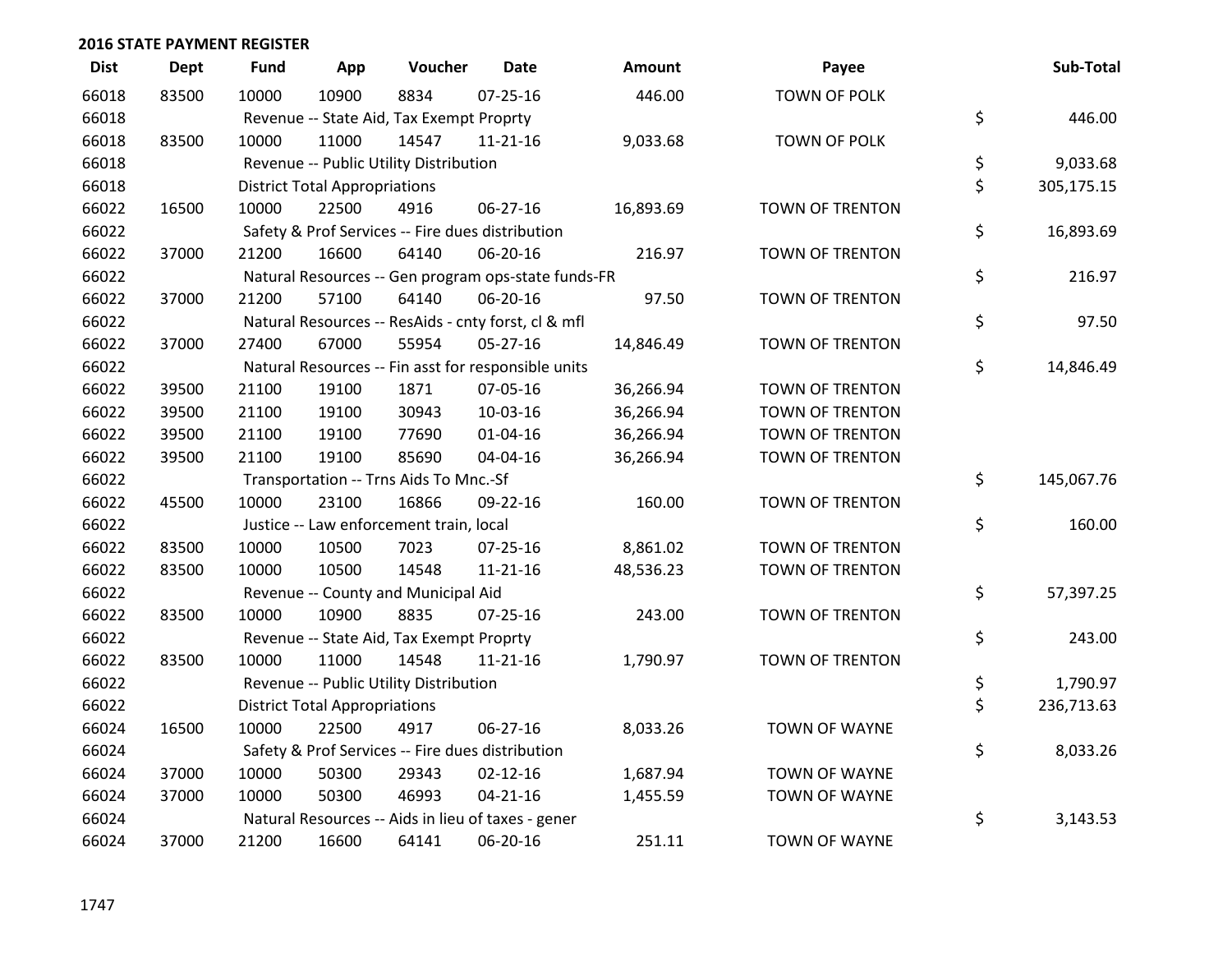## 2016 STATE PAYMENT REGISTER

| Dist | Dept | Fund | App | Voucher | Date | Amount | Payee | Sub-Total |
|---|---|---|---|---|---|---|---|---|
| 66018 | 83500 | 10000 | 10900 | 8834 | 07-25-16 | 446.00 | TOWN OF POLK | |
| 66018 | | Revenue -- State Aid, Tax Exempt Proprty | | | | | | $ 446.00 |
| 66018 | 83500 | 10000 | 11000 | 14547 | 11-21-16 | 9,033.68 | TOWN OF POLK | |
| 66018 | | Revenue -- Public Utility Distribution | | | | | | $ 9,033.68 |
| 66018 | | District Total Appropriations | | | | | | $ 305,175.15 |
| 66022 | 16500 | 10000 | 22500 | 4916 | 06-27-16 | 16,893.69 | TOWN OF TRENTON | |
| 66022 | | Safety & Prof Services -- Fire dues distribution | | | | | | $ 16,893.69 |
| 66022 | 37000 | 21200 | 16600 | 64140 | 06-20-16 | 216.97 | TOWN OF TRENTON | |
| 66022 | | Natural Resources -- Gen program ops-state funds-FR | | | | | | $ 216.97 |
| 66022 | 37000 | 21200 | 57100 | 64140 | 06-20-16 | 97.50 | TOWN OF TRENTON | |
| 66022 | | Natural Resources -- ResAids - cnty forst, cl & mfl | | | | | | $ 97.50 |
| 66022 | 37000 | 27400 | 67000 | 55954 | 05-27-16 | 14,846.49 | TOWN OF TRENTON | |
| 66022 | | Natural Resources -- Fin asst for responsible units | | | | | | $ 14,846.49 |
| 66022 | 39500 | 21100 | 19100 | 1871 | 07-05-16 | 36,266.94 | TOWN OF TRENTON | |
| 66022 | 39500 | 21100 | 19100 | 30943 | 10-03-16 | 36,266.94 | TOWN OF TRENTON | |
| 66022 | 39500 | 21100 | 19100 | 77690 | 01-04-16 | 36,266.94 | TOWN OF TRENTON | |
| 66022 | 39500 | 21100 | 19100 | 85690 | 04-04-16 | 36,266.94 | TOWN OF TRENTON | |
| 66022 | | Transportation -- Trns Aids To Mnc.-Sf | | | | | | $ 145,067.76 |
| 66022 | 45500 | 10000 | 23100 | 16866 | 09-22-16 | 160.00 | TOWN OF TRENTON | |
| 66022 | | Justice -- Law enforcement train, local | | | | | | $ 160.00 |
| 66022 | 83500 | 10000 | 10500 | 7023 | 07-25-16 | 8,861.02 | TOWN OF TRENTON | |
| 66022 | 83500 | 10000 | 10500 | 14548 | 11-21-16 | 48,536.23 | TOWN OF TRENTON | |
| 66022 | | Revenue -- County and Municipal Aid | | | | | | $ 57,397.25 |
| 66022 | 83500 | 10000 | 10900 | 8835 | 07-25-16 | 243.00 | TOWN OF TRENTON | |
| 66022 | | Revenue -- State Aid, Tax Exempt Proprty | | | | | | $ 243.00 |
| 66022 | 83500 | 10000 | 11000 | 14548 | 11-21-16 | 1,790.97 | TOWN OF TRENTON | |
| 66022 | | Revenue -- Public Utility Distribution | | | | | | $ 1,790.97 |
| 66022 | | District Total Appropriations | | | | | | $ 236,713.63 |
| 66024 | 16500 | 10000 | 22500 | 4917 | 06-27-16 | 8,033.26 | TOWN OF WAYNE | |
| 66024 | | Safety & Prof Services -- Fire dues distribution | | | | | | $ 8,033.26 |
| 66024 | 37000 | 10000 | 50300 | 29343 | 02-12-16 | 1,687.94 | TOWN OF WAYNE | |
| 66024 | 37000 | 10000 | 50300 | 46993 | 04-21-16 | 1,455.59 | TOWN OF WAYNE | |
| 66024 | | Natural Resources -- Aids in lieu of taxes - gener | | | | | | $ 3,143.53 |
| 66024 | 37000 | 21200 | 16600 | 64141 | 06-20-16 | 251.11 | TOWN OF WAYNE | |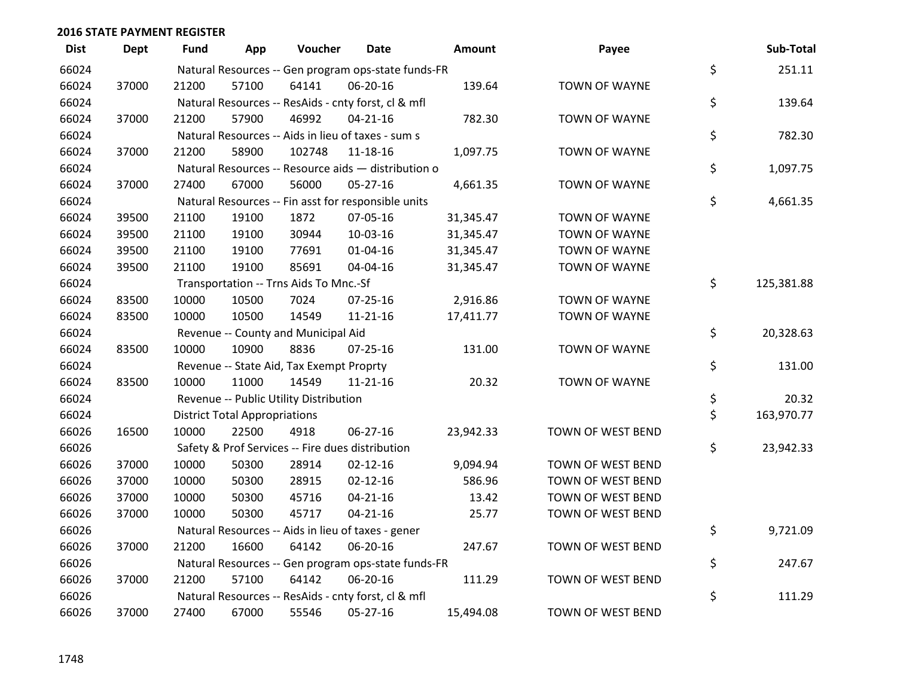## 2016 STATE PAYMENT REGISTER

| Dist | Dept | Fund | App | Voucher | Date | Amount | Payee | Sub-Total |
|---|---|---|---|---|---|---|---|---|
| 66024 | | Natural Resources -- Gen program ops-state funds-FR | | | | | | $ 251.11 |
| 66024 | 37000 | 21200 | 57100 | 64141 | 06-20-16 | 139.64 | TOWN OF WAYNE | |
| 66024 | | Natural Resources -- ResAids - cnty forst, cl & mfl | | | | | | $ 139.64 |
| 66024 | 37000 | 21200 | 57900 | 46992 | 04-21-16 | 782.30 | TOWN OF WAYNE | |
| 66024 | | Natural Resources -- Aids in lieu of taxes - sum s | | | | | | $ 782.30 |
| 66024 | 37000 | 21200 | 58900 | 102748 | 11-18-16 | 1,097.75 | TOWN OF WAYNE | |
| 66024 | | Natural Resources -- Resource aids — distribution o | | | | | | $ 1,097.75 |
| 66024 | 37000 | 27400 | 67000 | 56000 | 05-27-16 | 4,661.35 | TOWN OF WAYNE | |
| 66024 | | Natural Resources -- Fin asst for responsible units | | | | | | $ 4,661.35 |
| 66024 | 39500 | 21100 | 19100 | 1872 | 07-05-16 | 31,345.47 | TOWN OF WAYNE | |
| 66024 | 39500 | 21100 | 19100 | 30944 | 10-03-16 | 31,345.47 | TOWN OF WAYNE | |
| 66024 | 39500 | 21100 | 19100 | 77691 | 01-04-16 | 31,345.47 | TOWN OF WAYNE | |
| 66024 | 39500 | 21100 | 19100 | 85691 | 04-04-16 | 31,345.47 | TOWN OF WAYNE | |
| 66024 | | Transportation -- Trns Aids To Mnc.-Sf | | | | | | $ 125,381.88 |
| 66024 | 83500 | 10000 | 10500 | 7024 | 07-25-16 | 2,916.86 | TOWN OF WAYNE | |
| 66024 | 83500 | 10000 | 10500 | 14549 | 11-21-16 | 17,411.77 | TOWN OF WAYNE | |
| 66024 | | Revenue -- County and Municipal Aid | | | | | | $ 20,328.63 |
| 66024 | 83500 | 10000 | 10900 | 8836 | 07-25-16 | 131.00 | TOWN OF WAYNE | |
| 66024 | | Revenue -- State Aid, Tax Exempt Proprty | | | | | | $ 131.00 |
| 66024 | 83500 | 10000 | 11000 | 14549 | 11-21-16 | 20.32 | TOWN OF WAYNE | |
| 66024 | | Revenue -- Public Utility Distribution | | | | | | $ 20.32 |
| 66024 | | District Total Appropriations | | | | | | $ 163,970.77 |
| 66026 | 16500 | 10000 | 22500 | 4918 | 06-27-16 | 23,942.33 | TOWN OF WEST BEND | |
| 66026 | | Safety & Prof Services -- Fire dues distribution | | | | | | $ 23,942.33 |
| 66026 | 37000 | 10000 | 50300 | 28914 | 02-12-16 | 9,094.94 | TOWN OF WEST BEND | |
| 66026 | 37000 | 10000 | 50300 | 28915 | 02-12-16 | 586.96 | TOWN OF WEST BEND | |
| 66026 | 37000 | 10000 | 50300 | 45716 | 04-21-16 | 13.42 | TOWN OF WEST BEND | |
| 66026 | 37000 | 10000 | 50300 | 45717 | 04-21-16 | 25.77 | TOWN OF WEST BEND | |
| 66026 | | Natural Resources -- Aids in lieu of taxes - gener | | | | | | $ 9,721.09 |
| 66026 | 37000 | 21200 | 16600 | 64142 | 06-20-16 | 247.67 | TOWN OF WEST BEND | |
| 66026 | | Natural Resources -- Gen program ops-state funds-FR | | | | | | $ 247.67 |
| 66026 | 37000 | 21200 | 57100 | 64142 | 06-20-16 | 111.29 | TOWN OF WEST BEND | |
| 66026 | | Natural Resources -- ResAids - cnty forst, cl & mfl | | | | | | $ 111.29 |
| 66026 | 37000 | 27400 | 67000 | 55546 | 05-27-16 | 15,494.08 | TOWN OF WEST BEND | |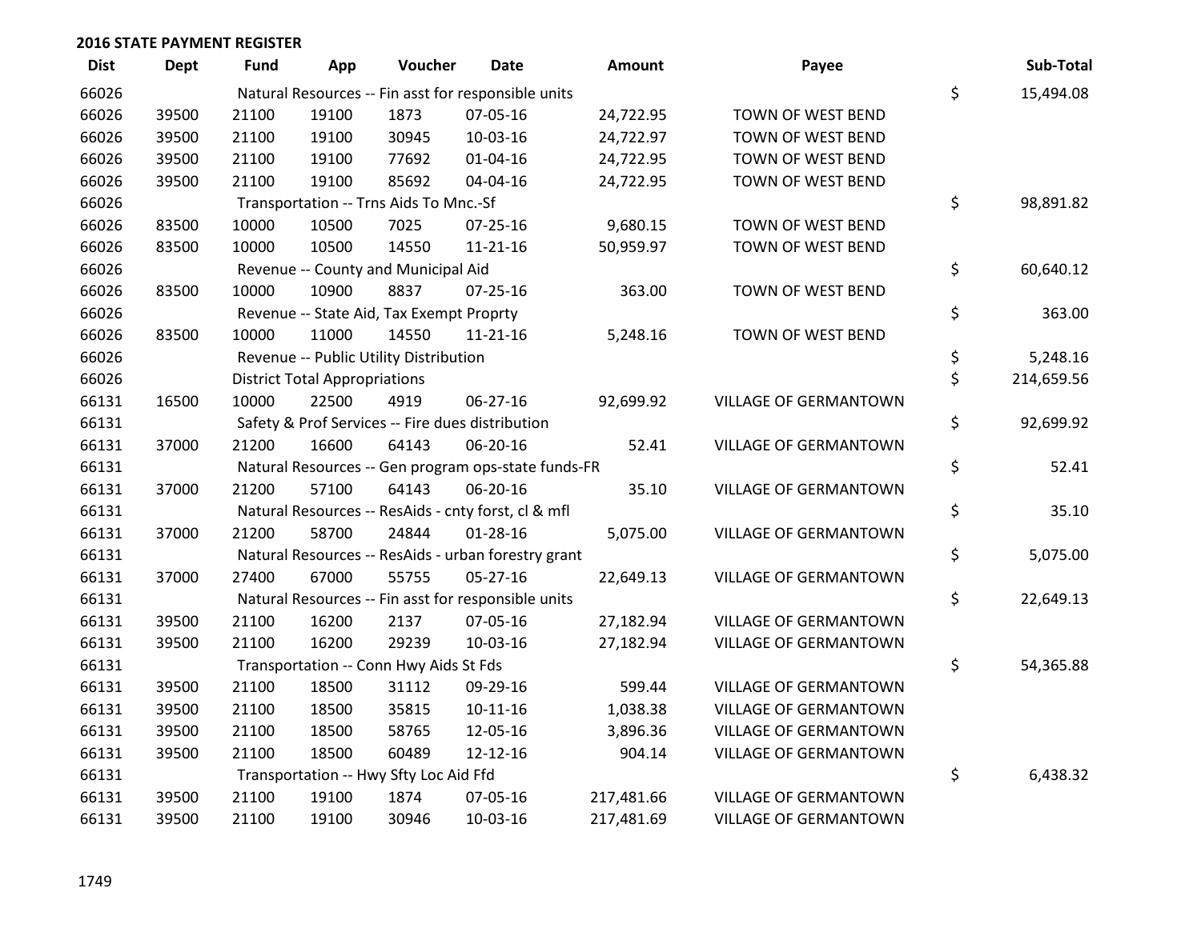## 2016 STATE PAYMENT REGISTER

| Dist | Dept | Fund | App | Voucher | Date | Amount | Payee | | Sub-Total |
|---|---|---|---|---|---|---|---|---|---|
| 66026 | | Natural Resources -- Fin asst for responsible units | | | | | | $ | 15,494.08 |
| 66026 | 39500 | 21100 | 19100 | 1873 | 07-05-16 | 24,722.95 | TOWN OF WEST BEND | | |
| 66026 | 39500 | 21100 | 19100 | 30945 | 10-03-16 | 24,722.97 | TOWN OF WEST BEND | | |
| 66026 | 39500 | 21100 | 19100 | 77692 | 01-04-16 | 24,722.95 | TOWN OF WEST BEND | | |
| 66026 | 39500 | 21100 | 19100 | 85692 | 04-04-16 | 24,722.95 | TOWN OF WEST BEND | | |
| 66026 | | Transportation -- Trns Aids To Mnc.-Sf | | | | | | $ | 98,891.82 |
| 66026 | 83500 | 10000 | 10500 | 7025 | 07-25-16 | 9,680.15 | TOWN OF WEST BEND | | |
| 66026 | 83500 | 10000 | 10500 | 14550 | 11-21-16 | 50,959.97 | TOWN OF WEST BEND | | |
| 66026 | | Revenue -- County and Municipal Aid | | | | | | $ | 60,640.12 |
| 66026 | 83500 | 10000 | 10900 | 8837 | 07-25-16 | 363.00 | TOWN OF WEST BEND | | |
| 66026 | | Revenue -- State Aid, Tax Exempt Proprty | | | | | | $ | 363.00 |
| 66026 | 83500 | 10000 | 11000 | 14550 | 11-21-16 | 5,248.16 | TOWN OF WEST BEND | | |
| 66026 | | Revenue -- Public Utility Distribution | | | | | | $ | 5,248.16 |
| 66026 | | District Total Appropriations | | | | | | $ | 214,659.56 |
| 66131 | 16500 | 10000 | 22500 | 4919 | 06-27-16 | 92,699.92 | VILLAGE OF GERMANTOWN | | |
| 66131 | | Safety & Prof Services -- Fire dues distribution | | | | | | $ | 92,699.92 |
| 66131 | 37000 | 21200 | 16600 | 64143 | 06-20-16 | 52.41 | VILLAGE OF GERMANTOWN | | |
| 66131 | | Natural Resources -- Gen program ops-state funds-FR | | | | | | $ | 52.41 |
| 66131 | 37000 | 21200 | 57100 | 64143 | 06-20-16 | 35.10 | VILLAGE OF GERMANTOWN | | |
| 66131 | | Natural Resources -- ResAids - cnty forst, cl & mfl | | | | | | $ | 35.10 |
| 66131 | 37000 | 21200 | 58700 | 24844 | 01-28-16 | 5,075.00 | VILLAGE OF GERMANTOWN | | |
| 66131 | | Natural Resources -- ResAids - urban forestry grant | | | | | | $ | 5,075.00 |
| 66131 | 37000 | 27400 | 67000 | 55755 | 05-27-16 | 22,649.13 | VILLAGE OF GERMANTOWN | | |
| 66131 | | Natural Resources -- Fin asst for responsible units | | | | | | $ | 22,649.13 |
| 66131 | 39500 | 21100 | 16200 | 2137 | 07-05-16 | 27,182.94 | VILLAGE OF GERMANTOWN | | |
| 66131 | 39500 | 21100 | 16200 | 29239 | 10-03-16 | 27,182.94 | VILLAGE OF GERMANTOWN | | |
| 66131 | | Transportation -- Conn Hwy Aids St Fds | | | | | | $ | 54,365.88 |
| 66131 | 39500 | 21100 | 18500 | 31112 | 09-29-16 | 599.44 | VILLAGE OF GERMANTOWN | | |
| 66131 | 39500 | 21100 | 18500 | 35815 | 10-11-16 | 1,038.38 | VILLAGE OF GERMANTOWN | | |
| 66131 | 39500 | 21100 | 18500 | 58765 | 12-05-16 | 3,896.36 | VILLAGE OF GERMANTOWN | | |
| 66131 | 39500 | 21100 | 18500 | 60489 | 12-12-16 | 904.14 | VILLAGE OF GERMANTOWN | | |
| 66131 | | Transportation -- Hwy Sfty Loc Aid Ffd | | | | | | $ | 6,438.32 |
| 66131 | 39500 | 21100 | 19100 | 1874 | 07-05-16 | 217,481.66 | VILLAGE OF GERMANTOWN | | |
| 66131 | 39500 | 21100 | 19100 | 30946 | 10-03-16 | 217,481.69 | VILLAGE OF GERMANTOWN | | |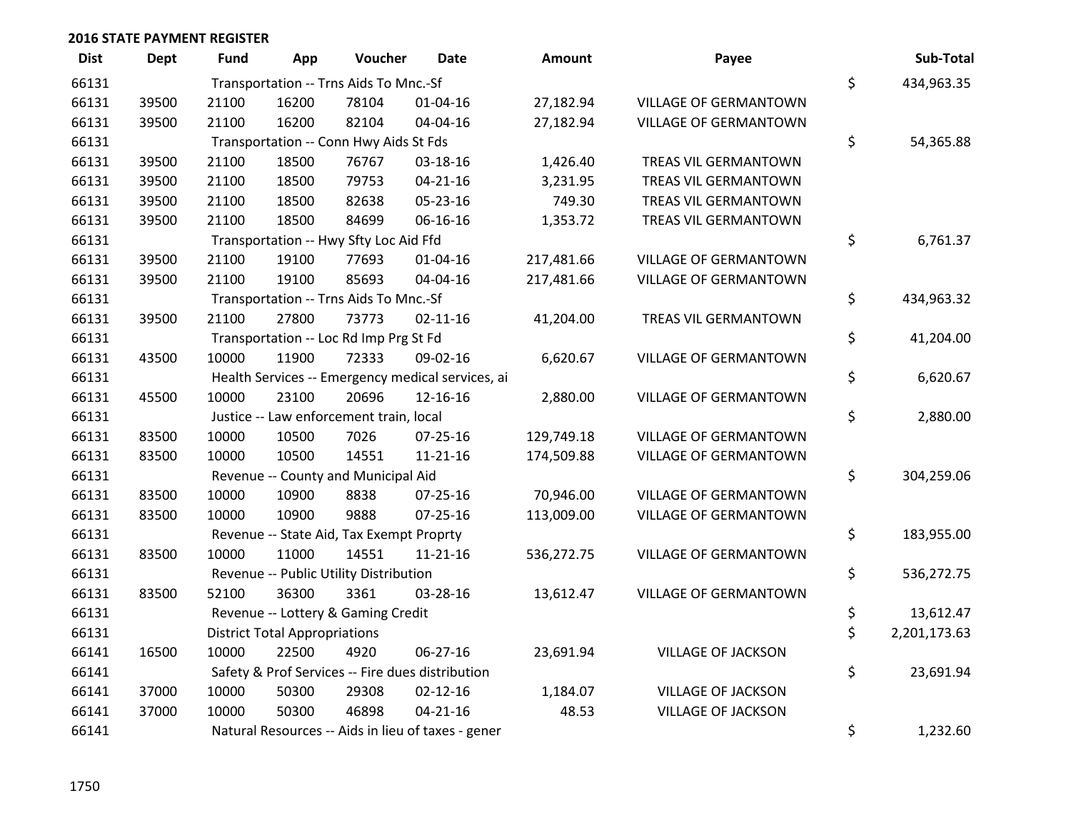## 2016 STATE PAYMENT REGISTER

| Dist | Dept | Fund | App | Voucher | Date | Amount | Payee | Sub-Total |
|---|---|---|---|---|---|---|---|---|
| 66131 | | Transportation -- Trns Aids To Mnc.-Sf | | | | | | $ 434,963.35 |
| 66131 | 39500 | 21100 | 16200 | 78104 | 01-04-16 | 27,182.94 | VILLAGE OF GERMANTOWN | |
| 66131 | 39500 | 21100 | 16200 | 82104 | 04-04-16 | 27,182.94 | VILLAGE OF GERMANTOWN | |
| 66131 | | Transportation -- Conn Hwy Aids St Fds | | | | | | $ 54,365.88 |
| 66131 | 39500 | 21100 | 18500 | 76767 | 03-18-16 | 1,426.40 | TREAS VIL GERMANTOWN | |
| 66131 | 39500 | 21100 | 18500 | 79753 | 04-21-16 | 3,231.95 | TREAS VIL GERMANTOWN | |
| 66131 | 39500 | 21100 | 18500 | 82638 | 05-23-16 | 749.30 | TREAS VIL GERMANTOWN | |
| 66131 | 39500 | 21100 | 18500 | 84699 | 06-16-16 | 1,353.72 | TREAS VIL GERMANTOWN | |
| 66131 | | Transportation -- Hwy Sfty Loc Aid Ffd | | | | | | $ 6,761.37 |
| 66131 | 39500 | 21100 | 19100 | 77693 | 01-04-16 | 217,481.66 | VILLAGE OF GERMANTOWN | |
| 66131 | 39500 | 21100 | 19100 | 85693 | 04-04-16 | 217,481.66 | VILLAGE OF GERMANTOWN | |
| 66131 | | Transportation -- Trns Aids To Mnc.-Sf | | | | | | $ 434,963.32 |
| 66131 | 39500 | 21100 | 27800 | 73773 | 02-11-16 | 41,204.00 | TREAS VIL GERMANTOWN | |
| 66131 | | Transportation -- Loc Rd Imp Prg St Fd | | | | | | $ 41,204.00 |
| 66131 | 43500 | 10000 | 11900 | 72333 | 09-02-16 | 6,620.67 | VILLAGE OF GERMANTOWN | |
| 66131 | | Health Services -- Emergency medical services, ai | | | | | | $ 6,620.67 |
| 66131 | 45500 | 10000 | 23100 | 20696 | 12-16-16 | 2,880.00 | VILLAGE OF GERMANTOWN | |
| 66131 | | Justice -- Law enforcement train, local | | | | | | $ 2,880.00 |
| 66131 | 83500 | 10000 | 10500 | 7026 | 07-25-16 | 129,749.18 | VILLAGE OF GERMANTOWN | |
| 66131 | 83500 | 10000 | 10500 | 14551 | 11-21-16 | 174,509.88 | VILLAGE OF GERMANTOWN | |
| 66131 | | Revenue -- County and Municipal Aid | | | | | | $ 304,259.06 |
| 66131 | 83500 | 10000 | 10900 | 8838 | 07-25-16 | 70,946.00 | VILLAGE OF GERMANTOWN | |
| 66131 | 83500 | 10000 | 10900 | 9888 | 07-25-16 | 113,009.00 | VILLAGE OF GERMANTOWN | |
| 66131 | | Revenue -- State Aid, Tax Exempt Proprty | | | | | | $ 183,955.00 |
| 66131 | 83500 | 10000 | 11000 | 14551 | 11-21-16 | 536,272.75 | VILLAGE OF GERMANTOWN | |
| 66131 | | Revenue -- Public Utility Distribution | | | | | | $ 536,272.75 |
| 66131 | 83500 | 52100 | 36300 | 3361 | 03-28-16 | 13,612.47 | VILLAGE OF GERMANTOWN | |
| 66131 | | Revenue -- Lottery & Gaming Credit | | | | | | $ 13,612.47 |
| 66131 | | District Total Appropriations | | | | | | $ 2,201,173.63 |
| 66141 | 16500 | 10000 | 22500 | 4920 | 06-27-16 | 23,691.94 | VILLAGE OF JACKSON | |
| 66141 | | Safety & Prof Services -- Fire dues distribution | | | | | | $ 23,691.94 |
| 66141 | 37000 | 10000 | 50300 | 29308 | 02-12-16 | 1,184.07 | VILLAGE OF JACKSON | |
| 66141 | 37000 | 10000 | 50300 | 46898 | 04-21-16 | 48.53 | VILLAGE OF JACKSON | |
| 66141 | | Natural Resources -- Aids in lieu of taxes - gener | | | | | | $ 1,232.60 |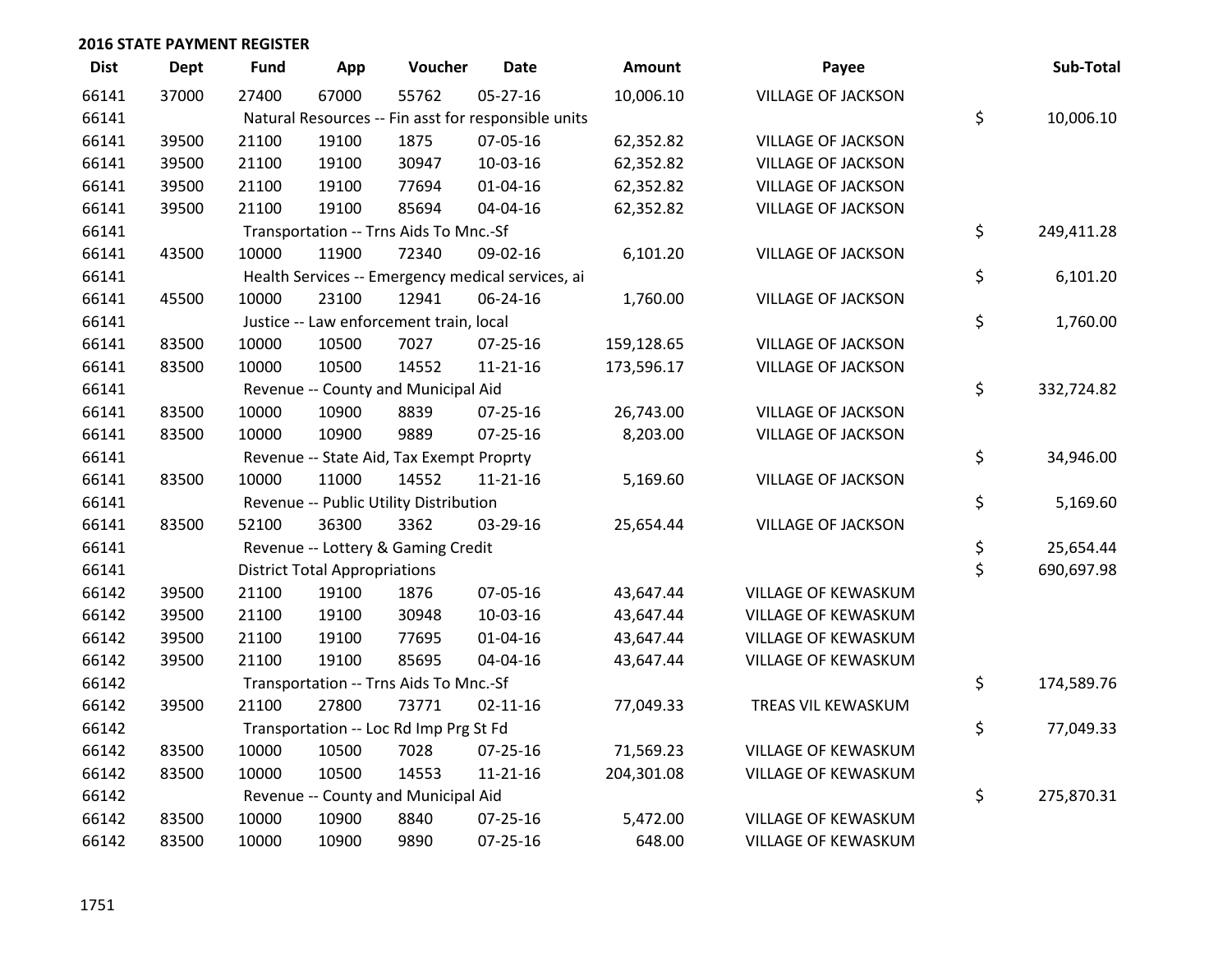## 2016 STATE PAYMENT REGISTER

| Dist | Dept | Fund | App | Voucher | Date | Amount | Payee | Sub-Total |
|---|---|---|---|---|---|---|---|---|
| 66141 | 37000 | 27400 | 67000 | 55762 | 05-27-16 | 10,006.10 | VILLAGE OF JACKSON | |
| 66141 | | Natural Resources -- Fin asst for responsible units | | | | | | $ 10,006.10 |
| 66141 | 39500 | 21100 | 19100 | 1875 | 07-05-16 | 62,352.82 | VILLAGE OF JACKSON | |
| 66141 | 39500 | 21100 | 19100 | 30947 | 10-03-16 | 62,352.82 | VILLAGE OF JACKSON | |
| 66141 | 39500 | 21100 | 19100 | 77694 | 01-04-16 | 62,352.82 | VILLAGE OF JACKSON | |
| 66141 | 39500 | 21100 | 19100 | 85694 | 04-04-16 | 62,352.82 | VILLAGE OF JACKSON | |
| 66141 | | Transportation -- Trns Aids To Mnc.-Sf | | | | | | $ 249,411.28 |
| 66141 | 43500 | 10000 | 11900 | 72340 | 09-02-16 | 6,101.20 | VILLAGE OF JACKSON | |
| 66141 | | Health Services -- Emergency medical services, ai | | | | | | $ 6,101.20 |
| 66141 | 45500 | 10000 | 23100 | 12941 | 06-24-16 | 1,760.00 | VILLAGE OF JACKSON | |
| 66141 | | Justice -- Law enforcement train, local | | | | | | $ 1,760.00 |
| 66141 | 83500 | 10000 | 10500 | 7027 | 07-25-16 | 159,128.65 | VILLAGE OF JACKSON | |
| 66141 | 83500 | 10000 | 10500 | 14552 | 11-21-16 | 173,596.17 | VILLAGE OF JACKSON | |
| 66141 | | Revenue -- County and Municipal Aid | | | | | | $ 332,724.82 |
| 66141 | 83500 | 10000 | 10900 | 8839 | 07-25-16 | 26,743.00 | VILLAGE OF JACKSON | |
| 66141 | 83500 | 10000 | 10900 | 9889 | 07-25-16 | 8,203.00 | VILLAGE OF JACKSON | |
| 66141 | | Revenue -- State Aid, Tax Exempt Proprty | | | | | | $ 34,946.00 |
| 66141 | 83500 | 10000 | 11000 | 14552 | 11-21-16 | 5,169.60 | VILLAGE OF JACKSON | |
| 66141 | | Revenue -- Public Utility Distribution | | | | | | $ 5,169.60 |
| 66141 | 83500 | 52100 | 36300 | 3362 | 03-29-16 | 25,654.44 | VILLAGE OF JACKSON | |
| 66141 | | Revenue -- Lottery & Gaming Credit | | | | | | $ 25,654.44 |
| 66141 | | District Total Appropriations | | | | | | $ 690,697.98 |
| 66142 | 39500 | 21100 | 19100 | 1876 | 07-05-16 | 43,647.44 | VILLAGE OF KEWASKUM | |
| 66142 | 39500 | 21100 | 19100 | 30948 | 10-03-16 | 43,647.44 | VILLAGE OF KEWASKUM | |
| 66142 | 39500 | 21100 | 19100 | 77695 | 01-04-16 | 43,647.44 | VILLAGE OF KEWASKUM | |
| 66142 | 39500 | 21100 | 19100 | 85695 | 04-04-16 | 43,647.44 | VILLAGE OF KEWASKUM | |
| 66142 | | Transportation -- Trns Aids To Mnc.-Sf | | | | | | $ 174,589.76 |
| 66142 | 39500 | 21100 | 27800 | 73771 | 02-11-16 | 77,049.33 | TREAS VIL KEWASKUM | |
| 66142 | | Transportation -- Loc Rd Imp Prg St Fd | | | | | | $ 77,049.33 |
| 66142 | 83500 | 10000 | 10500 | 7028 | 07-25-16 | 71,569.23 | VILLAGE OF KEWASKUM | |
| 66142 | 83500 | 10000 | 10500 | 14553 | 11-21-16 | 204,301.08 | VILLAGE OF KEWASKUM | |
| 66142 | | Revenue -- County and Municipal Aid | | | | | | $ 275,870.31 |
| 66142 | 83500 | 10000 | 10900 | 8840 | 07-25-16 | 5,472.00 | VILLAGE OF KEWASKUM | |
| 66142 | 83500 | 10000 | 10900 | 9890 | 07-25-16 | 648.00 | VILLAGE OF KEWASKUM | |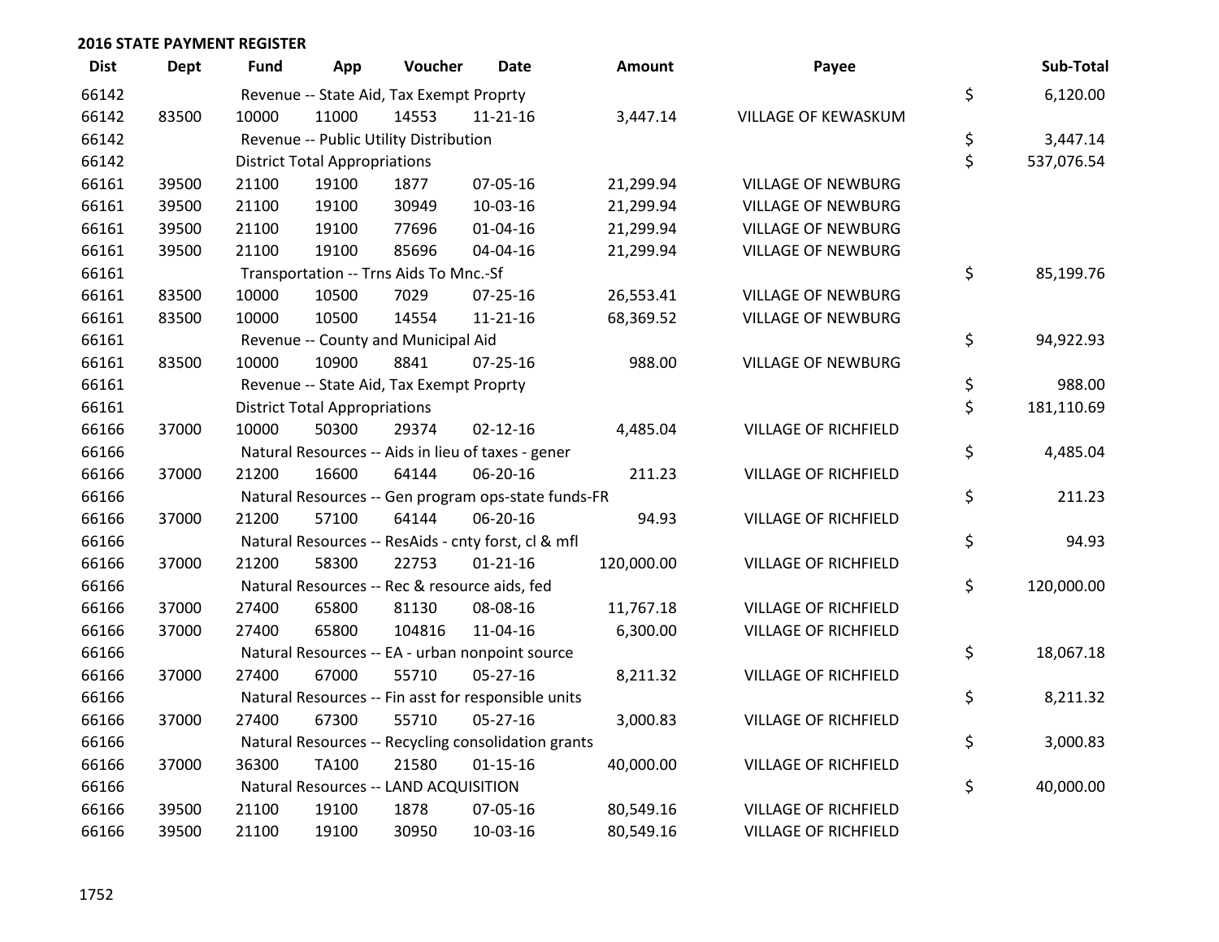## 2016 STATE PAYMENT REGISTER

| Dist | Dept | Fund | App | Voucher | Date | Amount | Payee | Sub-Total |
|---|---|---|---|---|---|---|---|---|
| 66142 | | Revenue -- State Aid, Tax Exempt Proprty | | | | | | $ 6,120.00 |
| 66142 | 83500 | 10000 | 11000 | 14553 | 11-21-16 | 3,447.14 | VILLAGE OF KEWASKUM | |
| 66142 | | Revenue -- Public Utility Distribution | | | | | | $ 3,447.14 |
| 66142 | | District Total Appropriations | | | | | | $ 537,076.54 |
| 66161 | 39500 | 21100 | 19100 | 1877 | 07-05-16 | 21,299.94 | VILLAGE OF NEWBURG | |
| 66161 | 39500 | 21100 | 19100 | 30949 | 10-03-16 | 21,299.94 | VILLAGE OF NEWBURG | |
| 66161 | 39500 | 21100 | 19100 | 77696 | 01-04-16 | 21,299.94 | VILLAGE OF NEWBURG | |
| 66161 | 39500 | 21100 | 19100 | 85696 | 04-04-16 | 21,299.94 | VILLAGE OF NEWBURG | |
| 66161 | | Transportation -- Trns Aids To Mnc.-Sf | | | | | | $ 85,199.76 |
| 66161 | 83500 | 10000 | 10500 | 7029 | 07-25-16 | 26,553.41 | VILLAGE OF NEWBURG | |
| 66161 | 83500 | 10000 | 10500 | 14554 | 11-21-16 | 68,369.52 | VILLAGE OF NEWBURG | |
| 66161 | | Revenue -- County and Municipal Aid | | | | | | $ 94,922.93 |
| 66161 | 83500 | 10000 | 10900 | 8841 | 07-25-16 | 988.00 | VILLAGE OF NEWBURG | |
| 66161 | | Revenue -- State Aid, Tax Exempt Proprty | | | | | | $ 988.00 |
| 66161 | | District Total Appropriations | | | | | | $ 181,110.69 |
| 66166 | 37000 | 10000 | 50300 | 29374 | 02-12-16 | 4,485.04 | VILLAGE OF RICHFIELD | |
| 66166 | | Natural Resources -- Aids in lieu of taxes - gener | | | | | | $ 4,485.04 |
| 66166 | 37000 | 21200 | 16600 | 64144 | 06-20-16 | 211.23 | VILLAGE OF RICHFIELD | |
| 66166 | | Natural Resources -- Gen program ops-state funds-FR | | | | | | $ 211.23 |
| 66166 | 37000 | 21200 | 57100 | 64144 | 06-20-16 | 94.93 | VILLAGE OF RICHFIELD | |
| 66166 | | Natural Resources -- ResAids - cnty forst, cl & mfl | | | | | | $ 94.93 |
| 66166 | 37000 | 21200 | 58300 | 22753 | 01-21-16 | 120,000.00 | VILLAGE OF RICHFIELD | |
| 66166 | | Natural Resources -- Rec & resource aids, fed | | | | | | $ 120,000.00 |
| 66166 | 37000 | 27400 | 65800 | 81130 | 08-08-16 | 11,767.18 | VILLAGE OF RICHFIELD | |
| 66166 | 37000 | 27400 | 65800 | 104816 | 11-04-16 | 6,300.00 | VILLAGE OF RICHFIELD | |
| 66166 | | Natural Resources -- EA - urban nonpoint source | | | | | | $ 18,067.18 |
| 66166 | 37000 | 27400 | 67000 | 55710 | 05-27-16 | 8,211.32 | VILLAGE OF RICHFIELD | |
| 66166 | | Natural Resources -- Fin asst for responsible units | | | | | | $ 8,211.32 |
| 66166 | 37000 | 27400 | 67300 | 55710 | 05-27-16 | 3,000.83 | VILLAGE OF RICHFIELD | |
| 66166 | | Natural Resources -- Recycling consolidation grants | | | | | | $ 3,000.83 |
| 66166 | 37000 | 36300 | TA100 | 21580 | 01-15-16 | 40,000.00 | VILLAGE OF RICHFIELD | |
| 66166 | | Natural Resources -- LAND ACQUISITION | | | | | | $ 40,000.00 |
| 66166 | 39500 | 21100 | 19100 | 1878 | 07-05-16 | 80,549.16 | VILLAGE OF RICHFIELD | |
| 66166 | 39500 | 21100 | 19100 | 30950 | 10-03-16 | 80,549.16 | VILLAGE OF RICHFIELD | |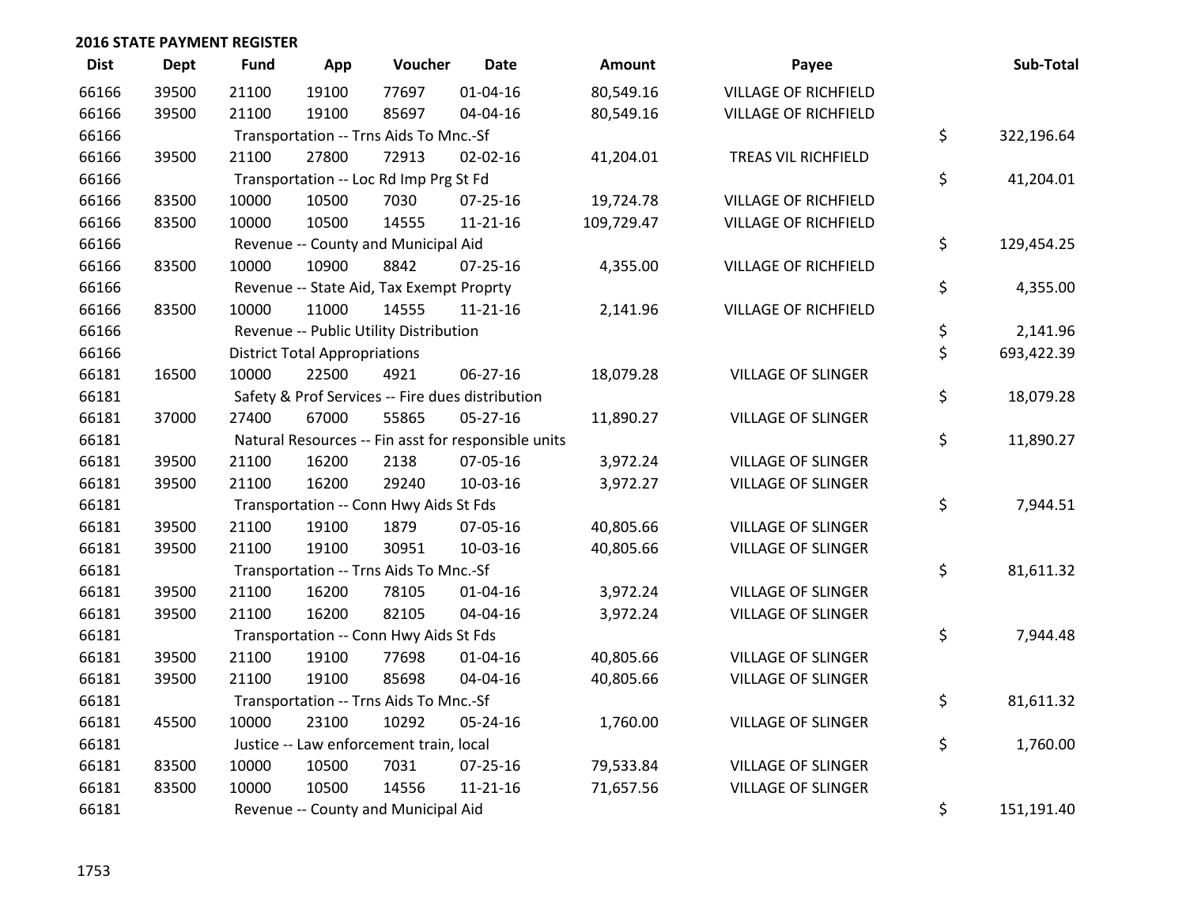## 2016 STATE PAYMENT REGISTER

| Dist | Dept | Fund | App | Voucher | Date | Amount | Payee | Sub-Total |
|---|---|---|---|---|---|---|---|---|
| 66166 | 39500 | 21100 | 19100 | 77697 | 01-04-16 | 80,549.16 | VILLAGE OF RICHFIELD | |
| 66166 | 39500 | 21100 | 19100 | 85697 | 04-04-16 | 80,549.16 | VILLAGE OF RICHFIELD | |
| 66166 | | Transportation -- Trns Aids To Mnc.-Sf | | | | | | $ 322,196.64 |
| 66166 | 39500 | 21100 | 27800 | 72913 | 02-02-16 | 41,204.01 | TREAS VIL RICHFIELD | |
| 66166 | | Transportation -- Loc Rd Imp Prg St Fd | | | | | | $ 41,204.01 |
| 66166 | 83500 | 10000 | 10500 | 7030 | 07-25-16 | 19,724.78 | VILLAGE OF RICHFIELD | |
| 66166 | 83500 | 10000 | 10500 | 14555 | 11-21-16 | 109,729.47 | VILLAGE OF RICHFIELD | |
| 66166 | | Revenue -- County and Municipal Aid | | | | | | $ 129,454.25 |
| 66166 | 83500 | 10000 | 10900 | 8842 | 07-25-16 | 4,355.00 | VILLAGE OF RICHFIELD | |
| 66166 | | Revenue -- State Aid, Tax Exempt Proprty | | | | | | $ 4,355.00 |
| 66166 | 83500 | 10000 | 11000 | 14555 | 11-21-16 | 2,141.96 | VILLAGE OF RICHFIELD | |
| 66166 | | Revenue -- Public Utility Distribution | | | | | | $ 2,141.96 |
| 66166 | | District Total Appropriations | | | | | | $ 693,422.39 |
| 66181 | 16500 | 10000 | 22500 | 4921 | 06-27-16 | 18,079.28 | VILLAGE OF SLINGER | |
| 66181 | | Safety & Prof Services -- Fire dues distribution | | | | | | $ 18,079.28 |
| 66181 | 37000 | 27400 | 67000 | 55865 | 05-27-16 | 11,890.27 | VILLAGE OF SLINGER | |
| 66181 | | Natural Resources -- Fin asst for responsible units | | | | | | $ 11,890.27 |
| 66181 | 39500 | 21100 | 16200 | 2138 | 07-05-16 | 3,972.24 | VILLAGE OF SLINGER | |
| 66181 | 39500 | 21100 | 16200 | 29240 | 10-03-16 | 3,972.27 | VILLAGE OF SLINGER | |
| 66181 | | Transportation -- Conn Hwy Aids St Fds | | | | | | $ 7,944.51 |
| 66181 | 39500 | 21100 | 19100 | 1879 | 07-05-16 | 40,805.66 | VILLAGE OF SLINGER | |
| 66181 | 39500 | 21100 | 19100 | 30951 | 10-03-16 | 40,805.66 | VILLAGE OF SLINGER | |
| 66181 | | Transportation -- Trns Aids To Mnc.-Sf | | | | | | $ 81,611.32 |
| 66181 | 39500 | 21100 | 16200 | 78105 | 01-04-16 | 3,972.24 | VILLAGE OF SLINGER | |
| 66181 | 39500 | 21100 | 16200 | 82105 | 04-04-16 | 3,972.24 | VILLAGE OF SLINGER | |
| 66181 | | Transportation -- Conn Hwy Aids St Fds | | | | | | $ 7,944.48 |
| 66181 | 39500 | 21100 | 19100 | 77698 | 01-04-16 | 40,805.66 | VILLAGE OF SLINGER | |
| 66181 | 39500 | 21100 | 19100 | 85698 | 04-04-16 | 40,805.66 | VILLAGE OF SLINGER | |
| 66181 | | Transportation -- Trns Aids To Mnc.-Sf | | | | | | $ 81,611.32 |
| 66181 | 45500 | 10000 | 23100 | 10292 | 05-24-16 | 1,760.00 | VILLAGE OF SLINGER | |
| 66181 | | Justice -- Law enforcement train, local | | | | | | $ 1,760.00 |
| 66181 | 83500 | 10000 | 10500 | 7031 | 07-25-16 | 79,533.84 | VILLAGE OF SLINGER | |
| 66181 | 83500 | 10000 | 10500 | 14556 | 11-21-16 | 71,657.56 | VILLAGE OF SLINGER | |
| 66181 | | Revenue -- County and Municipal Aid | | | | | | $ 151,191.40 |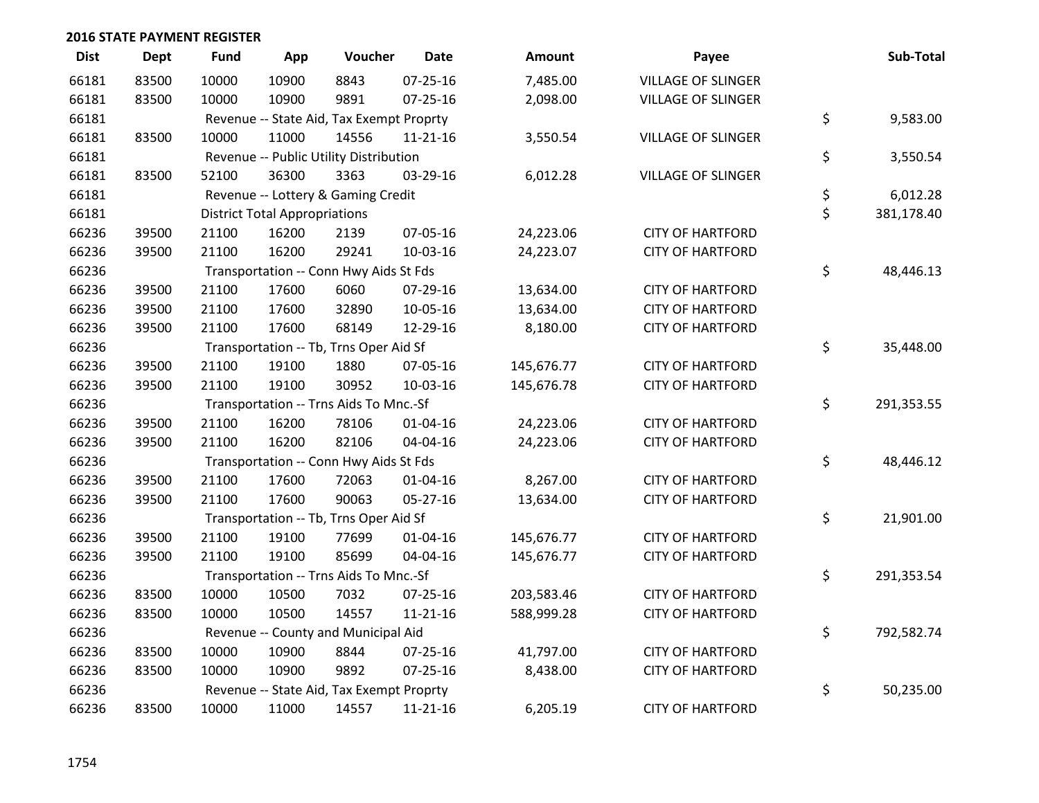## 2016 STATE PAYMENT REGISTER

| Dist | Dept | Fund | App | Voucher | Date | Amount | Payee | Sub-Total |
|---|---|---|---|---|---|---|---|---|
| 66181 | 83500 | 10000 | 10900 | 8843 | 07-25-16 | 7,485.00 | VILLAGE OF SLINGER | |
| 66181 | 83500 | 10000 | 10900 | 9891 | 07-25-16 | 2,098.00 | VILLAGE OF SLINGER | |
| 66181 | | Revenue -- State Aid, Tax Exempt Proprty | | | | | | $ 9,583.00 |
| 66181 | 83500 | 10000 | 11000 | 14556 | 11-21-16 | 3,550.54 | VILLAGE OF SLINGER | |
| 66181 | | Revenue -- Public Utility Distribution | | | | | | $ 3,550.54 |
| 66181 | 83500 | 52100 | 36300 | 3363 | 03-29-16 | 6,012.28 | VILLAGE OF SLINGER | |
| 66181 | | Revenue -- Lottery & Gaming Credit | | | | | | $ 6,012.28 |
| 66181 | | District Total Appropriations | | | | | | $ 381,178.40 |
| 66236 | 39500 | 21100 | 16200 | 2139 | 07-05-16 | 24,223.06 | CITY OF HARTFORD | |
| 66236 | 39500 | 21100 | 16200 | 29241 | 10-03-16 | 24,223.07 | CITY OF HARTFORD | |
| 66236 | | Transportation -- Conn Hwy Aids St Fds | | | | | | $ 48,446.13 |
| 66236 | 39500 | 21100 | 17600 | 6060 | 07-29-16 | 13,634.00 | CITY OF HARTFORD | |
| 66236 | 39500 | 21100 | 17600 | 32890 | 10-05-16 | 13,634.00 | CITY OF HARTFORD | |
| 66236 | 39500 | 21100 | 17600 | 68149 | 12-29-16 | 8,180.00 | CITY OF HARTFORD | |
| 66236 | | Transportation -- Tb, Trns Oper Aid Sf | | | | | | $ 35,448.00 |
| 66236 | 39500 | 21100 | 19100 | 1880 | 07-05-16 | 145,676.77 | CITY OF HARTFORD | |
| 66236 | 39500 | 21100 | 19100 | 30952 | 10-03-16 | 145,676.78 | CITY OF HARTFORD | |
| 66236 | | Transportation -- Trns Aids To Mnc.-Sf | | | | | | $ 291,353.55 |
| 66236 | 39500 | 21100 | 16200 | 78106 | 01-04-16 | 24,223.06 | CITY OF HARTFORD | |
| 66236 | 39500 | 21100 | 16200 | 82106 | 04-04-16 | 24,223.06 | CITY OF HARTFORD | |
| 66236 | | Transportation -- Conn Hwy Aids St Fds | | | | | | $ 48,446.12 |
| 66236 | 39500 | 21100 | 17600 | 72063 | 01-04-16 | 8,267.00 | CITY OF HARTFORD | |
| 66236 | 39500 | 21100 | 17600 | 90063 | 05-27-16 | 13,634.00 | CITY OF HARTFORD | |
| 66236 | | Transportation -- Tb, Trns Oper Aid Sf | | | | | | $ 21,901.00 |
| 66236 | 39500 | 21100 | 19100 | 77699 | 01-04-16 | 145,676.77 | CITY OF HARTFORD | |
| 66236 | 39500 | 21100 | 19100 | 85699 | 04-04-16 | 145,676.77 | CITY OF HARTFORD | |
| 66236 | | Transportation -- Trns Aids To Mnc.-Sf | | | | | | $ 291,353.54 |
| 66236 | 83500 | 10000 | 10500 | 7032 | 07-25-16 | 203,583.46 | CITY OF HARTFORD | |
| 66236 | 83500 | 10000 | 10500 | 14557 | 11-21-16 | 588,999.28 | CITY OF HARTFORD | |
| 66236 | | Revenue -- County and Municipal Aid | | | | | | $ 792,582.74 |
| 66236 | 83500 | 10000 | 10900 | 8844 | 07-25-16 | 41,797.00 | CITY OF HARTFORD | |
| 66236 | 83500 | 10000 | 10900 | 9892 | 07-25-16 | 8,438.00 | CITY OF HARTFORD | |
| 66236 | | Revenue -- State Aid, Tax Exempt Proprty | | | | | | $ 50,235.00 |
| 66236 | 83500 | 10000 | 11000 | 14557 | 11-21-16 | 6,205.19 | CITY OF HARTFORD | |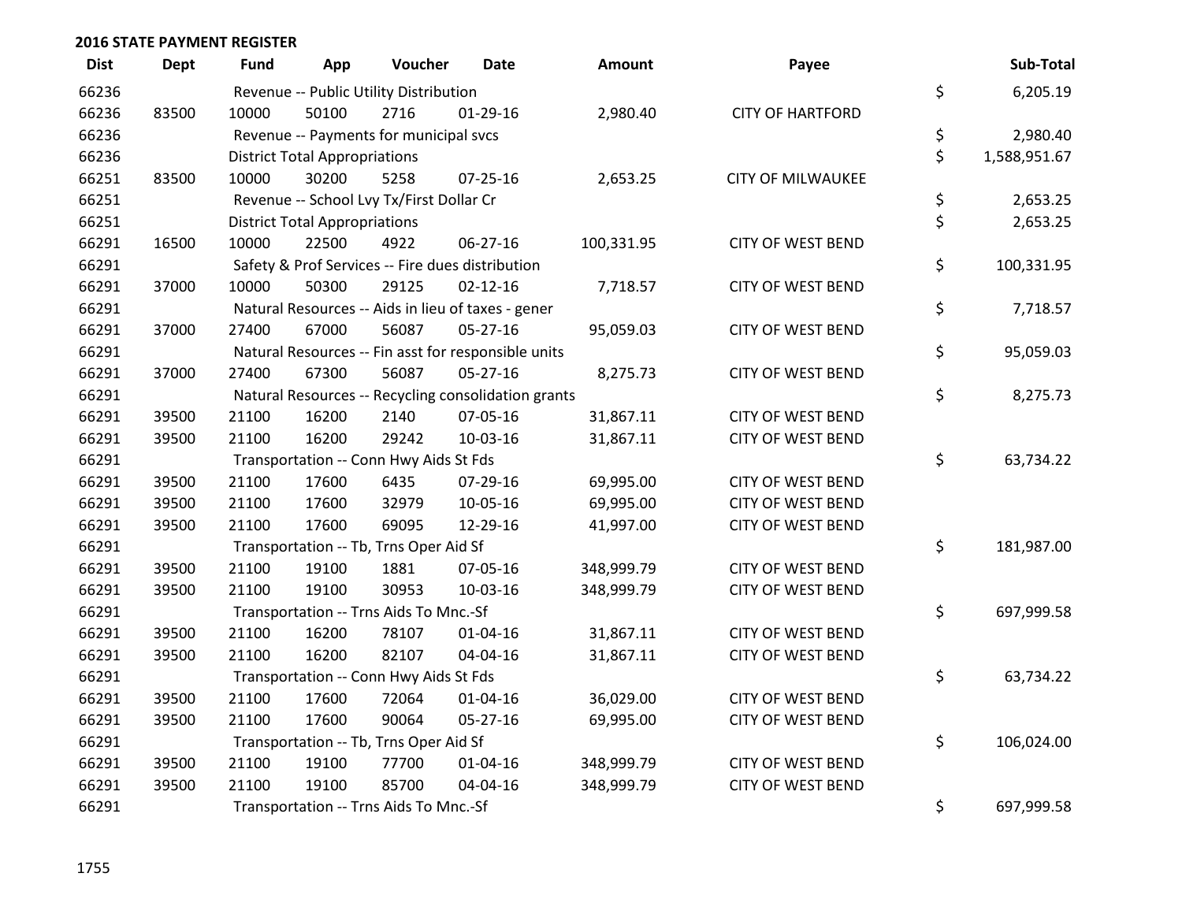## 2016 STATE PAYMENT REGISTER

| Dist | Dept | Fund | App | Voucher | Date | Amount | Payee | Sub-Total |
|---|---|---|---|---|---|---|---|---|
| 66236 | | Revenue -- Public Utility Distribution | | | | | | $ 6,205.19 |
| 66236 | 83500 | 10000 | 50100 | 2716 | 01-29-16 | 2,980.40 | CITY OF HARTFORD | |
| 66236 | | Revenue -- Payments for municipal svcs | | | | | | $ 2,980.40 |
| 66236 | | District Total Appropriations | | | | | | $ 1,588,951.67 |
| 66251 | 83500 | 10000 | 30200 | 5258 | 07-25-16 | 2,653.25 | CITY OF MILWAUKEE | |
| 66251 | | Revenue -- School Lvy Tx/First Dollar Cr | | | | | | $ 2,653.25 |
| 66251 | | District Total Appropriations | | | | | | $ 2,653.25 |
| 66291 | 16500 | 10000 | 22500 | 4922 | 06-27-16 | 100,331.95 | CITY OF WEST BEND | |
| 66291 | | Safety & Prof Services -- Fire dues distribution | | | | | | $ 100,331.95 |
| 66291 | 37000 | 10000 | 50300 | 29125 | 02-12-16 | 7,718.57 | CITY OF WEST BEND | |
| 66291 | | Natural Resources -- Aids in lieu of taxes - gener | | | | | | $ 7,718.57 |
| 66291 | 37000 | 27400 | 67000 | 56087 | 05-27-16 | 95,059.03 | CITY OF WEST BEND | |
| 66291 | | Natural Resources -- Fin asst for responsible units | | | | | | $ 95,059.03 |
| 66291 | 37000 | 27400 | 67300 | 56087 | 05-27-16 | 8,275.73 | CITY OF WEST BEND | |
| 66291 | | Natural Resources -- Recycling consolidation grants | | | | | | $ 8,275.73 |
| 66291 | 39500 | 21100 | 16200 | 2140 | 07-05-16 | 31,867.11 | CITY OF WEST BEND | |
| 66291 | 39500 | 21100 | 16200 | 29242 | 10-03-16 | 31,867.11 | CITY OF WEST BEND | |
| 66291 | | Transportation -- Conn Hwy Aids St Fds | | | | | | $ 63,734.22 |
| 66291 | 39500 | 21100 | 17600 | 6435 | 07-29-16 | 69,995.00 | CITY OF WEST BEND | |
| 66291 | 39500 | 21100 | 17600 | 32979 | 10-05-16 | 69,995.00 | CITY OF WEST BEND | |
| 66291 | 39500 | 21100 | 17600 | 69095 | 12-29-16 | 41,997.00 | CITY OF WEST BEND | |
| 66291 | | Transportation -- Tb, Trns Oper Aid Sf | | | | | | $ 181,987.00 |
| 66291 | 39500 | 21100 | 19100 | 1881 | 07-05-16 | 348,999.79 | CITY OF WEST BEND | |
| 66291 | 39500 | 21100 | 19100 | 30953 | 10-03-16 | 348,999.79 | CITY OF WEST BEND | |
| 66291 | | Transportation -- Trns Aids To Mnc.-Sf | | | | | | $ 697,999.58 |
| 66291 | 39500 | 21100 | 16200 | 78107 | 01-04-16 | 31,867.11 | CITY OF WEST BEND | |
| 66291 | 39500 | 21100 | 16200 | 82107 | 04-04-16 | 31,867.11 | CITY OF WEST BEND | |
| 66291 | | Transportation -- Conn Hwy Aids St Fds | | | | | | $ 63,734.22 |
| 66291 | 39500 | 21100 | 17600 | 72064 | 01-04-16 | 36,029.00 | CITY OF WEST BEND | |
| 66291 | 39500 | 21100 | 17600 | 90064 | 05-27-16 | 69,995.00 | CITY OF WEST BEND | |
| 66291 | | Transportation -- Tb, Trns Oper Aid Sf | | | | | | $ 106,024.00 |
| 66291 | 39500 | 21100 | 19100 | 77700 | 01-04-16 | 348,999.79 | CITY OF WEST BEND | |
| 66291 | 39500 | 21100 | 19100 | 85700 | 04-04-16 | 348,999.79 | CITY OF WEST BEND | |
| 66291 | | Transportation -- Trns Aids To Mnc.-Sf | | | | | | $ 697,999.58 |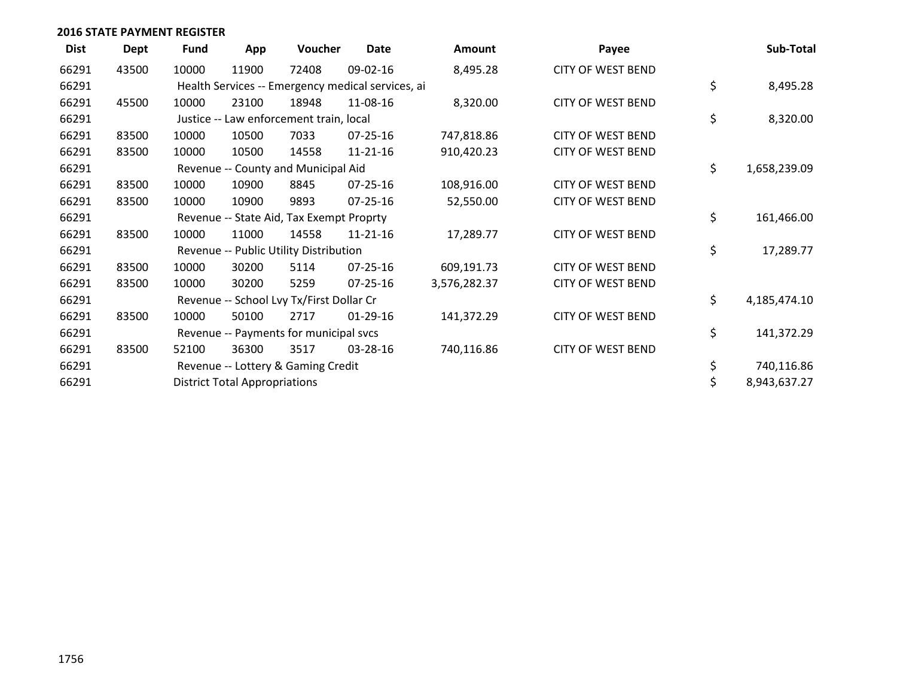**2016 STATE PAYMENT REGISTER**

| Dist | Dept | Fund | App | Voucher | Date | Amount | Payee | | Sub-Total |
|---|---|---|---|---|---|---|---|---|---|
| 66291 | 43500 | 10000 | 11900 | 72408 | 09-02-16 | 8,495.28 | CITY OF WEST BEND | | |
| 66291 | | Health Services -- Emergency medical services, ai | | | | | | $ | 8,495.28 |
| 66291 | 45500 | 10000 | 23100 | 18948 | 11-08-16 | 8,320.00 | CITY OF WEST BEND | | |
| 66291 | | Justice -- Law enforcement train, local | | | | | | $ | 8,320.00 |
| 66291 | 83500 | 10000 | 10500 | 7033 | 07-25-16 | 747,818.86 | CITY OF WEST BEND | | |
| 66291 | 83500 | 10000 | 10500 | 14558 | 11-21-16 | 910,420.23 | CITY OF WEST BEND | | |
| 66291 | | Revenue -- County and Municipal Aid | | | | | | $ | 1,658,239.09 |
| 66291 | 83500 | 10000 | 10900 | 8845 | 07-25-16 | 108,916.00 | CITY OF WEST BEND | | |
| 66291 | 83500 | 10000 | 10900 | 9893 | 07-25-16 | 52,550.00 | CITY OF WEST BEND | | |
| 66291 | | Revenue -- State Aid, Tax Exempt Proprty | | | | | | $ | 161,466.00 |
| 66291 | 83500 | 10000 | 11000 | 14558 | 11-21-16 | 17,289.77 | CITY OF WEST BEND | | |
| 66291 | | Revenue -- Public Utility Distribution | | | | | | $ | 17,289.77 |
| 66291 | 83500 | 10000 | 30200 | 5114 | 07-25-16 | 609,191.73 | CITY OF WEST BEND | | |
| 66291 | 83500 | 10000 | 30200 | 5259 | 07-25-16 | 3,576,282.37 | CITY OF WEST BEND | | |
| 66291 | | Revenue -- School Lvy Tx/First Dollar Cr | | | | | | $ | 4,185,474.10 |
| 66291 | 83500 | 10000 | 50100 | 2717 | 01-29-16 | 141,372.29 | CITY OF WEST BEND | | |
| 66291 | | Revenue -- Payments for municipal svcs | | | | | | $ | 141,372.29 |
| 66291 | 83500 | 52100 | 36300 | 3517 | 03-28-16 | 740,116.86 | CITY OF WEST BEND | | |
| 66291 | | Revenue -- Lottery & Gaming Credit | | | | | | $ | 740,116.86 |
| 66291 | | District Total Appropriations | | | | | | $ | 8,943,637.27 |